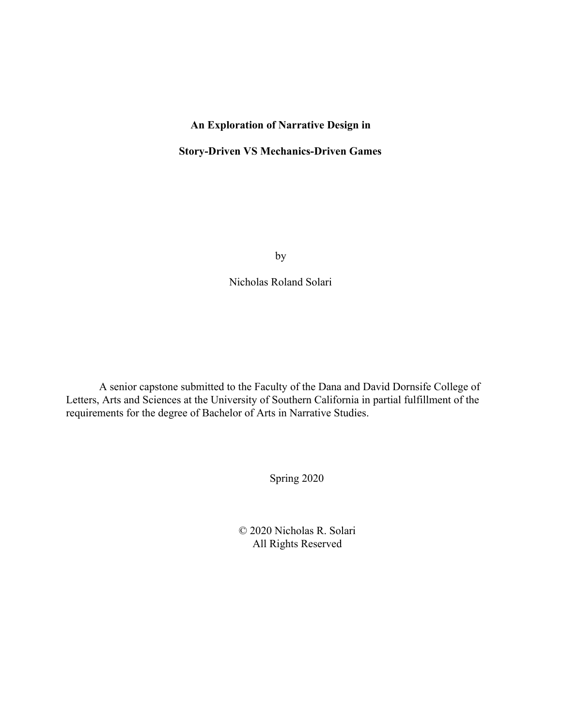# An Exploration of Narrative Design in

# Story-Driven VS Mechanics-Driven Games

by

Nicholas Roland Solari

A senior capstone submitted to the Faculty of the Dana and David Dornsife College of Letters, Arts and Sciences at the University of Southern California in partial fulfillment of the requirements for the degree of Bachelor of Arts in Narrative Studies.

Spring 2020

© 2020 Nicholas R. Solari
All Rights Reserved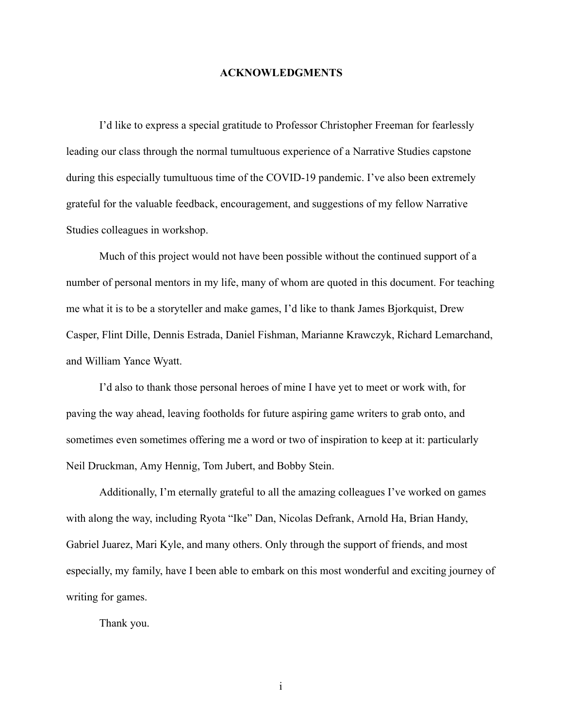# ACKNOWLEDGMENTS

I'd like to express a special gratitude to Professor Christopher Freeman for fearlessly leading our class through the normal tumultuous experience of a Narrative Studies capstone during this especially tumultuous time of the COVID-19 pandemic. I've also been extremely grateful for the valuable feedback, encouragement, and suggestions of my fellow Narrative Studies colleagues in workshop.

Much of this project would not have been possible without the continued support of a number of personal mentors in my life, many of whom are quoted in this document. For teaching me what it is to be a storyteller and make games, I'd like to thank James Bjorkquist, Drew Casper, Flint Dille, Dennis Estrada, Daniel Fishman, Marianne Krawczyk, Richard Lemarchand, and William Yance Wyatt.

I'd also to thank those personal heroes of mine I have yet to meet or work with, for paving the way ahead, leaving footholds for future aspiring game writers to grab onto, and sometimes even sometimes offering me a word or two of inspiration to keep at it: particularly Neil Druckman, Amy Hennig, Tom Jubert, and Bobby Stein.

Additionally, I'm eternally grateful to all the amazing colleagues I've worked on games with along the way, including Ryota "Ike" Dan, Nicolas Defrank, Arnold Ha, Brian Handy, Gabriel Juarez, Mari Kyle, and many others. Only through the support of friends, and most especially, my family, have I been able to embark on this most wonderful and exciting journey of writing for games.

Thank you.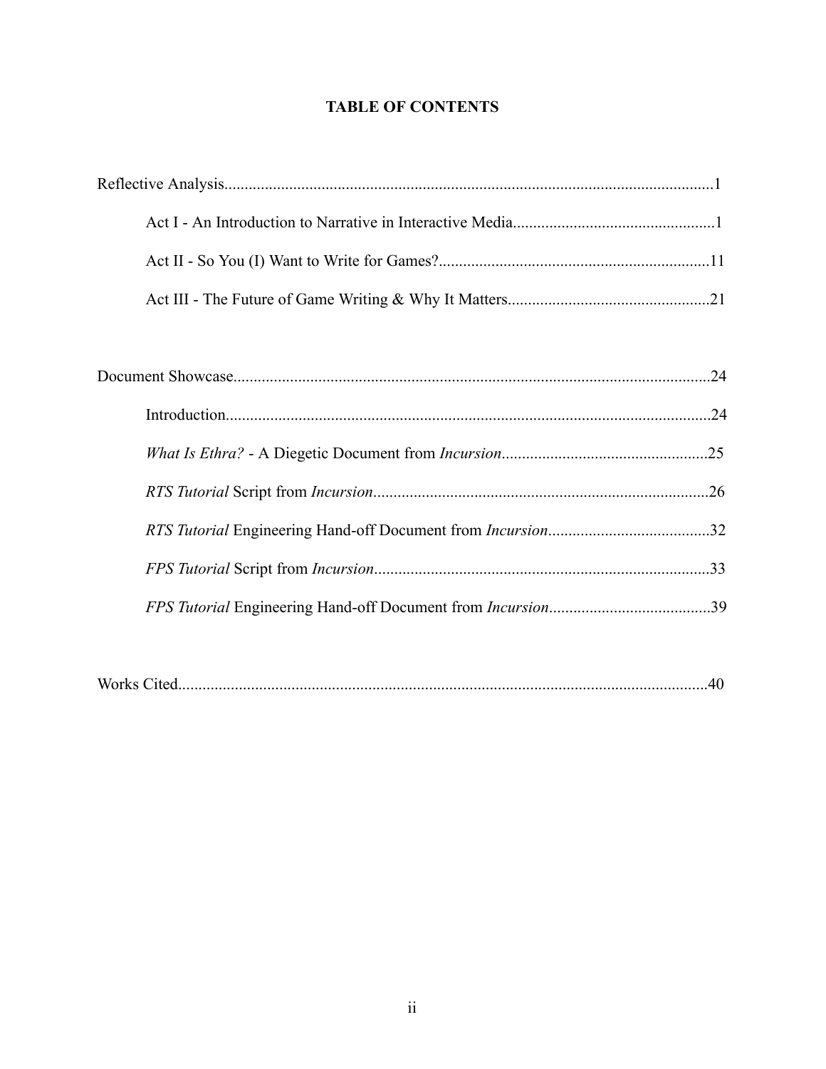# TABLE OF CONTENTS

Reflective Analysis........................................................................................................................1

Act I - An Introduction to Narrative in Interactive Media..................................................1

Act II - So You (I) Want to Write for Games?...................................................................11

Act III - The Future of Game Writing & Why It Matters..................................................21

Document Showcase......................................................................................................................24

Introduction.........................................................................................................................24

*What Is Ethra?* - A Diegetic Document from *Incursion*...................................................25

*RTS Tutorial* Script from *Incursion*...................................................................................26

*RTS Tutorial* Engineering Hand-off Document from *Incursion*........................................32

*FPS Tutorial* Script from *Incursion*...................................................................................33

*FPS Tutorial* Engineering Hand-off Document from *Incursion*........................................39

Works Cited....................................................................................................................................40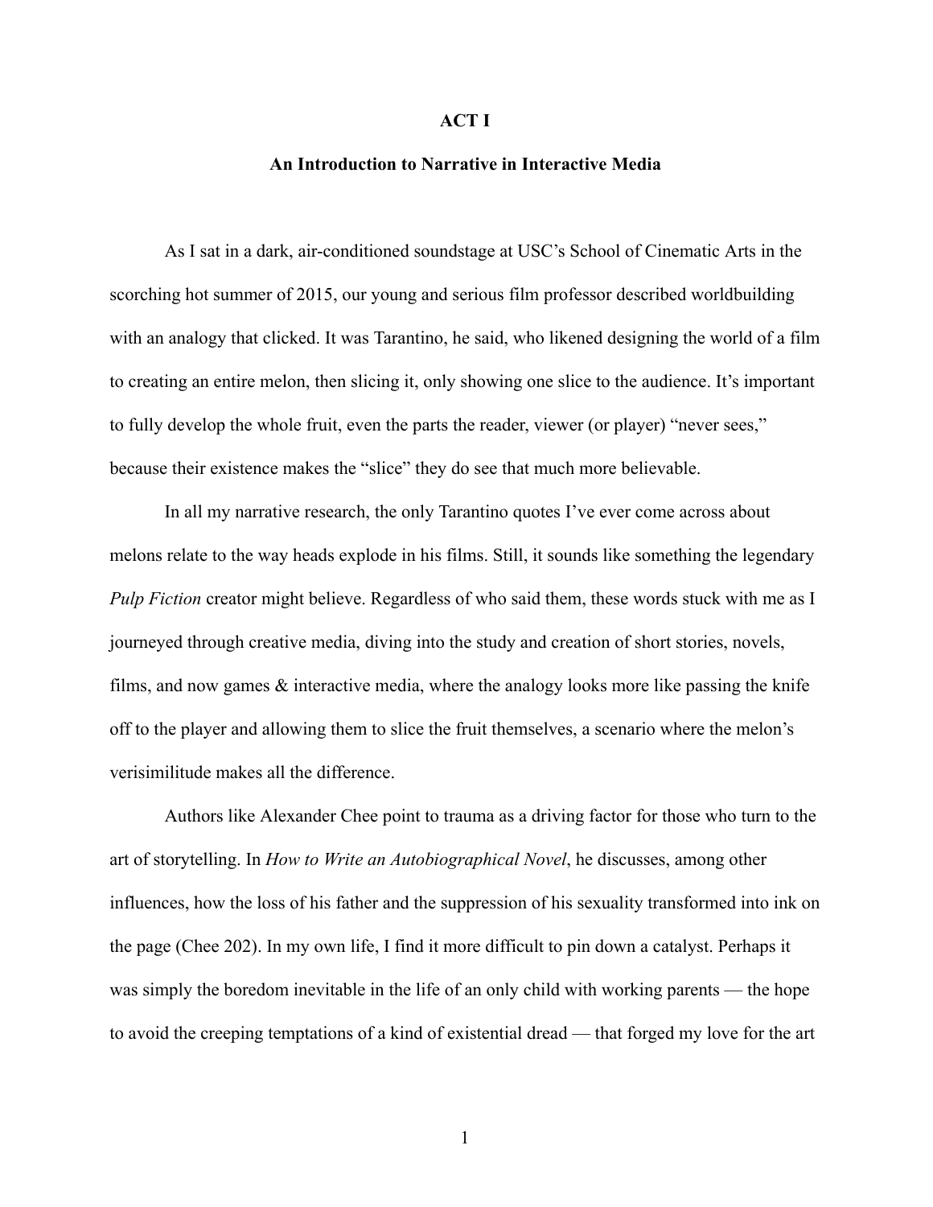# ACT I

## An Introduction to Narrative in Interactive Media

As I sat in a dark, air-conditioned soundstage at USC's School of Cinematic Arts in the scorching hot summer of 2015, our young and serious film professor described worldbuilding with an analogy that clicked. It was Tarantino, he said, who likened designing the world of a film to creating an entire melon, then slicing it, only showing one slice to the audience. It's important to fully develop the whole fruit, even the parts the reader, viewer (or player) "never sees," because their existence makes the "slice" they do see that much more believable.

In all my narrative research, the only Tarantino quotes I've ever come across about melons relate to the way heads explode in his films. Still, it sounds like something the legendary *Pulp Fiction* creator might believe. Regardless of who said them, these words stuck with me as I journeyed through creative media, diving into the study and creation of short stories, novels, films, and now games & interactive media, where the analogy looks more like passing the knife off to the player and allowing them to slice the fruit themselves, a scenario where the melon's verisimilitude makes all the difference.

Authors like Alexander Chee point to trauma as a driving factor for those who turn to the art of storytelling. In *How to Write an Autobiographical Novel*, he discusses, among other influences, how the loss of his father and the suppression of his sexuality transformed into ink on the page (Chee 202). In my own life, I find it more difficult to pin down a catalyst. Perhaps it was simply the boredom inevitable in the life of an only child with working parents — the hope to avoid the creeping temptations of a kind of existential dread — that forged my love for the art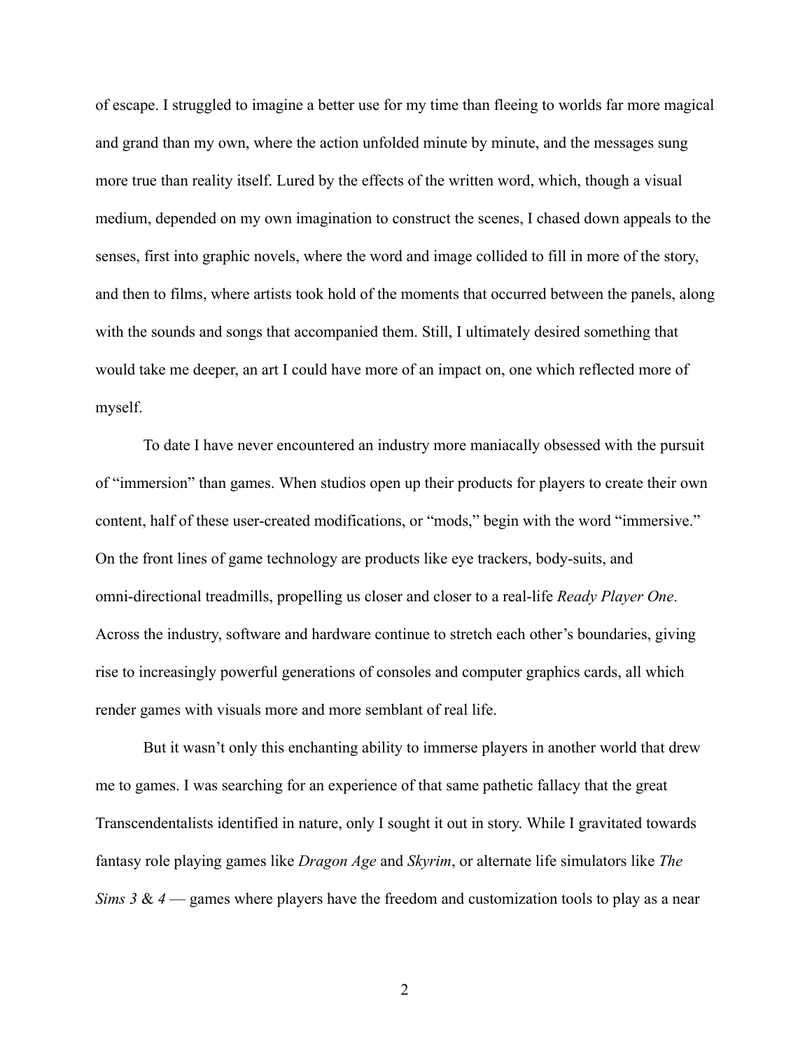of escape. I struggled to imagine a better use for my time than fleeing to worlds far more magical and grand than my own, where the action unfolded minute by minute, and the messages sung more true than reality itself. Lured by the effects of the written word, which, though a visual medium, depended on my own imagination to construct the scenes, I chased down appeals to the senses, first into graphic novels, where the word and image collided to fill in more of the story, and then to films, where artists took hold of the moments that occurred between the panels, along with the sounds and songs that accompanied them. Still, I ultimately desired something that would take me deeper, an art I could have more of an impact on, one which reflected more of myself.

To date I have never encountered an industry more maniacally obsessed with the pursuit of "immersion" than games. When studios open up their products for players to create their own content, half of these user-created modifications, or "mods," begin with the word "immersive." On the front lines of game technology are products like eye trackers, body-suits, and omni-directional treadmills, propelling us closer and closer to a real-life *Ready Player One*. Across the industry, software and hardware continue to stretch each other's boundaries, giving rise to increasingly powerful generations of consoles and computer graphics cards, all which render games with visuals more and more semblant of real life.

But it wasn't only this enchanting ability to immerse players in another world that drew me to games. I was searching for an experience of that same pathetic fallacy that the great Transcendentalists identified in nature, only I sought it out in story. While I gravitated towards fantasy role playing games like *Dragon Age* and *Skyrim*, or alternate life simulators like *The Sims 3 & 4* — games where players have the freedom and customization tools to play as a near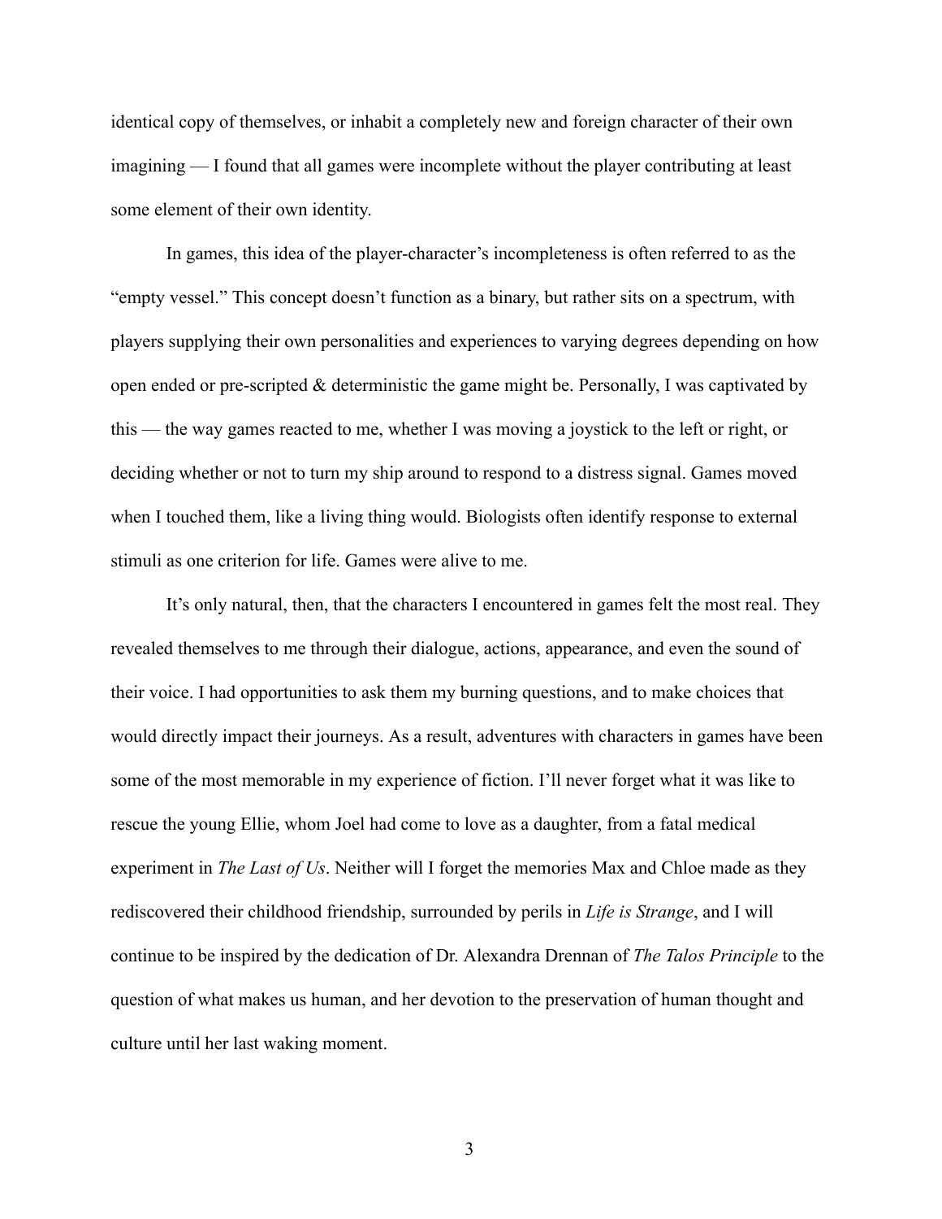identical copy of themselves, or inhabit a completely new and foreign character of their own imagining — I found that all games were incomplete without the player contributing at least some element of their own identity.

In games, this idea of the player-character's incompleteness is often referred to as the "empty vessel." This concept doesn't function as a binary, but rather sits on a spectrum, with players supplying their own personalities and experiences to varying degrees depending on how open ended or pre-scripted & deterministic the game might be. Personally, I was captivated by this — the way games reacted to me, whether I was moving a joystick to the left or right, or deciding whether or not to turn my ship around to respond to a distress signal. Games moved when I touched them, like a living thing would. Biologists often identify response to external stimuli as one criterion for life. Games were alive to me.

It's only natural, then, that the characters I encountered in games felt the most real. They revealed themselves to me through their dialogue, actions, appearance, and even the sound of their voice. I had opportunities to ask them my burning questions, and to make choices that would directly impact their journeys. As a result, adventures with characters in games have been some of the most memorable in my experience of fiction. I'll never forget what it was like to rescue the young Ellie, whom Joel had come to love as a daughter, from a fatal medical experiment in *The Last of Us*. Neither will I forget the memories Max and Chloe made as they rediscovered their childhood friendship, surrounded by perils in *Life is Strange*, and I will continue to be inspired by the dedication of Dr. Alexandra Drennan of *The Talos Principle* to the question of what makes us human, and her devotion to the preservation of human thought and culture until her last waking moment.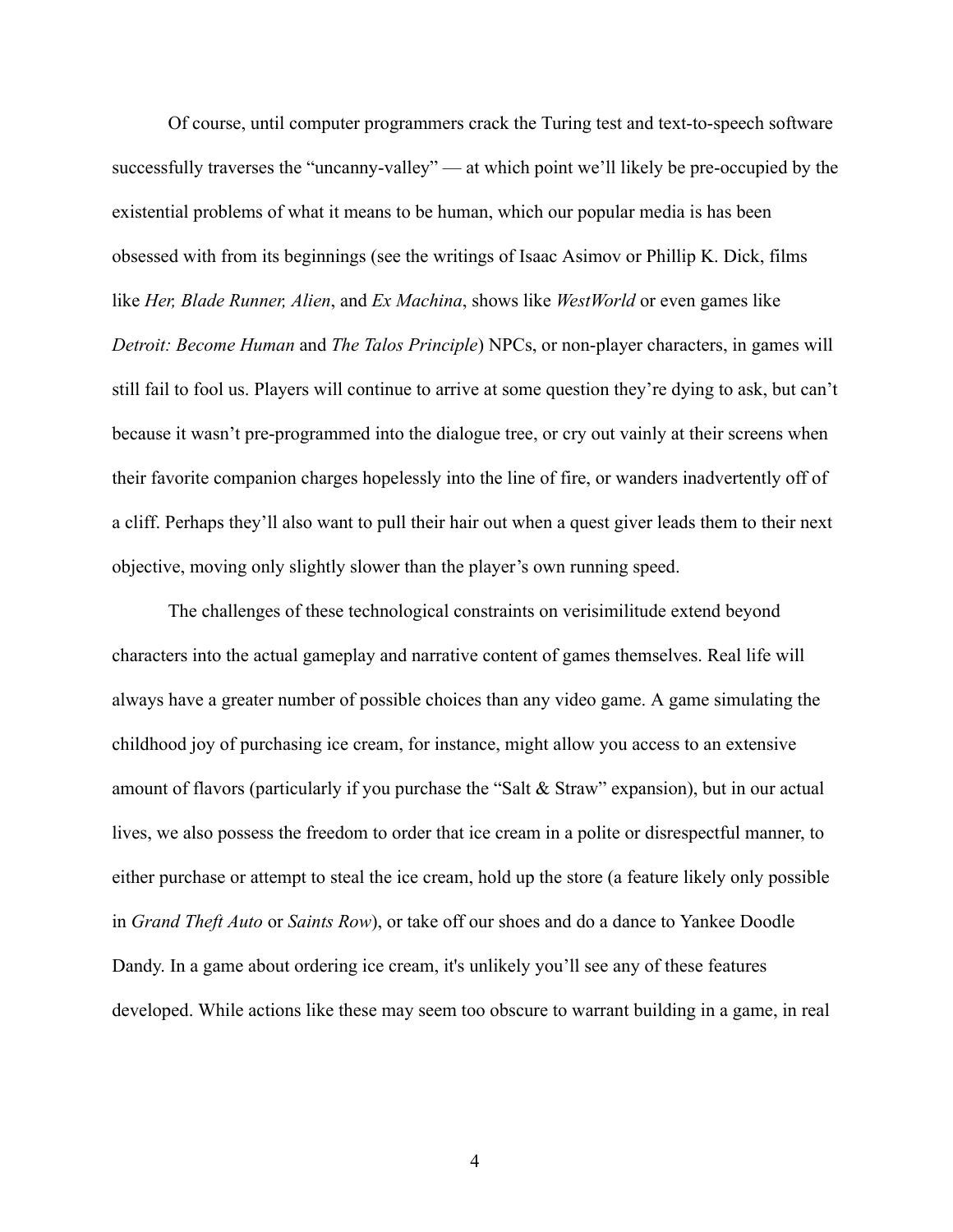Of course, until computer programmers crack the Turing test and text-to-speech software successfully traverses the "uncanny-valley" — at which point we'll likely be pre-occupied by the existential problems of what it means to be human, which our popular media is has been obsessed with from its beginnings (see the writings of Isaac Asimov or Phillip K. Dick, films like *Her, Blade Runner, Alien*, and *Ex Machina*, shows like *WestWorld* or even games like *Detroit: Become Human* and *The Talos Principle*) NPCs, or non-player characters, in games will still fail to fool us. Players will continue to arrive at some question they're dying to ask, but can't because it wasn't pre-programmed into the dialogue tree, or cry out vainly at their screens when their favorite companion charges hopelessly into the line of fire, or wanders inadvertently off of a cliff. Perhaps they'll also want to pull their hair out when a quest giver leads them to their next objective, moving only slightly slower than the player's own running speed.

The challenges of these technological constraints on verisimilitude extend beyond characters into the actual gameplay and narrative content of games themselves. Real life will always have a greater number of possible choices than any video game. A game simulating the childhood joy of purchasing ice cream, for instance, might allow you access to an extensive amount of flavors (particularly if you purchase the "Salt & Straw" expansion), but in our actual lives, we also possess the freedom to order that ice cream in a polite or disrespectful manner, to either purchase or attempt to steal the ice cream, hold up the store (a feature likely only possible in *Grand Theft Auto* or *Saints Row*), or take off our shoes and do a dance to Yankee Doodle Dandy. In a game about ordering ice cream, it's unlikely you'll see any of these features developed. While actions like these may seem too obscure to warrant building in a game, in real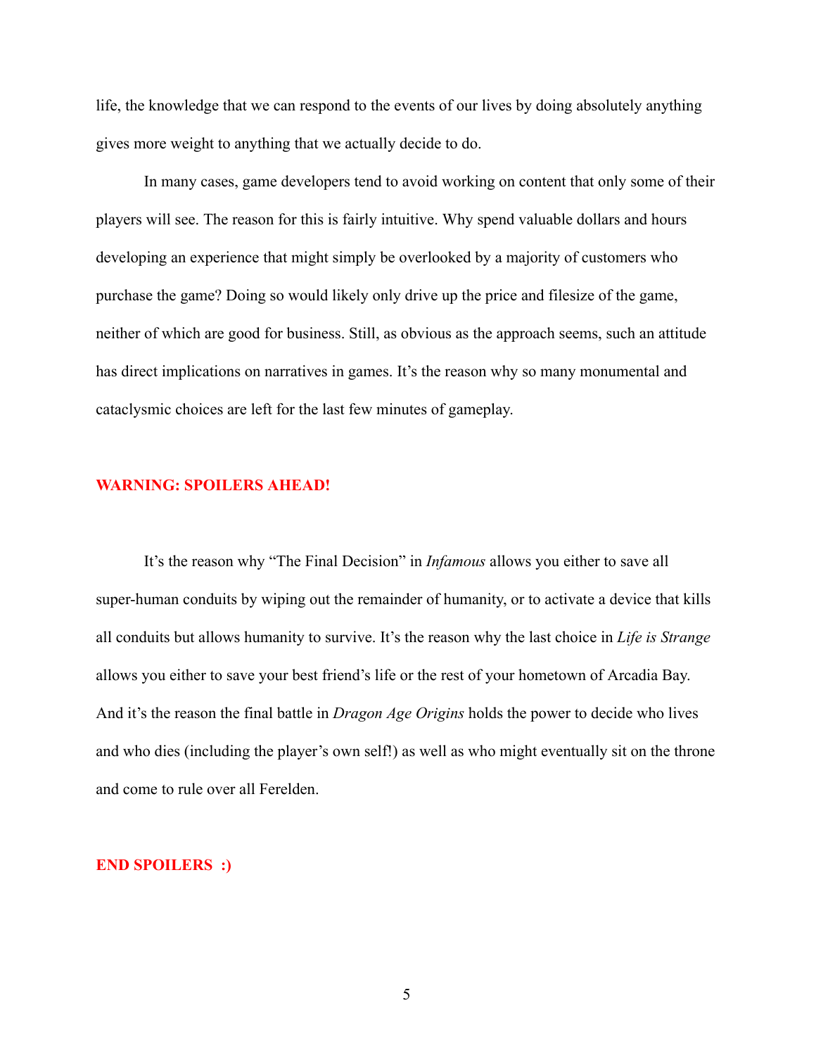life, the knowledge that we can respond to the events of our lives by doing absolutely anything gives more weight to anything that we actually decide to do.

In many cases, game developers tend to avoid working on content that only some of their players will see. The reason for this is fairly intuitive. Why spend valuable dollars and hours developing an experience that might simply be overlooked by a majority of customers who purchase the game? Doing so would likely only drive up the price and filesize of the game, neither of which are good for business. Still, as obvious as the approach seems, such an attitude has direct implications on narratives in games. It's the reason why so many monumental and cataclysmic choices are left for the last few minutes of gameplay.

**WARNING: SPOILERS AHEAD!**

It's the reason why "The Final Decision" in *Infamous* allows you either to save all super-human conduits by wiping out the remainder of humanity, or to activate a device that kills all conduits but allows humanity to survive. It's the reason why the last choice in *Life is Strange* allows you either to save your best friend's life or the rest of your hometown of Arcadia Bay. And it's the reason the final battle in *Dragon Age Origins* holds the power to decide who lives and who dies (including the player's own self!) as well as who might eventually sit on the throne and come to rule over all Ferelden.

**END SPOILERS :)**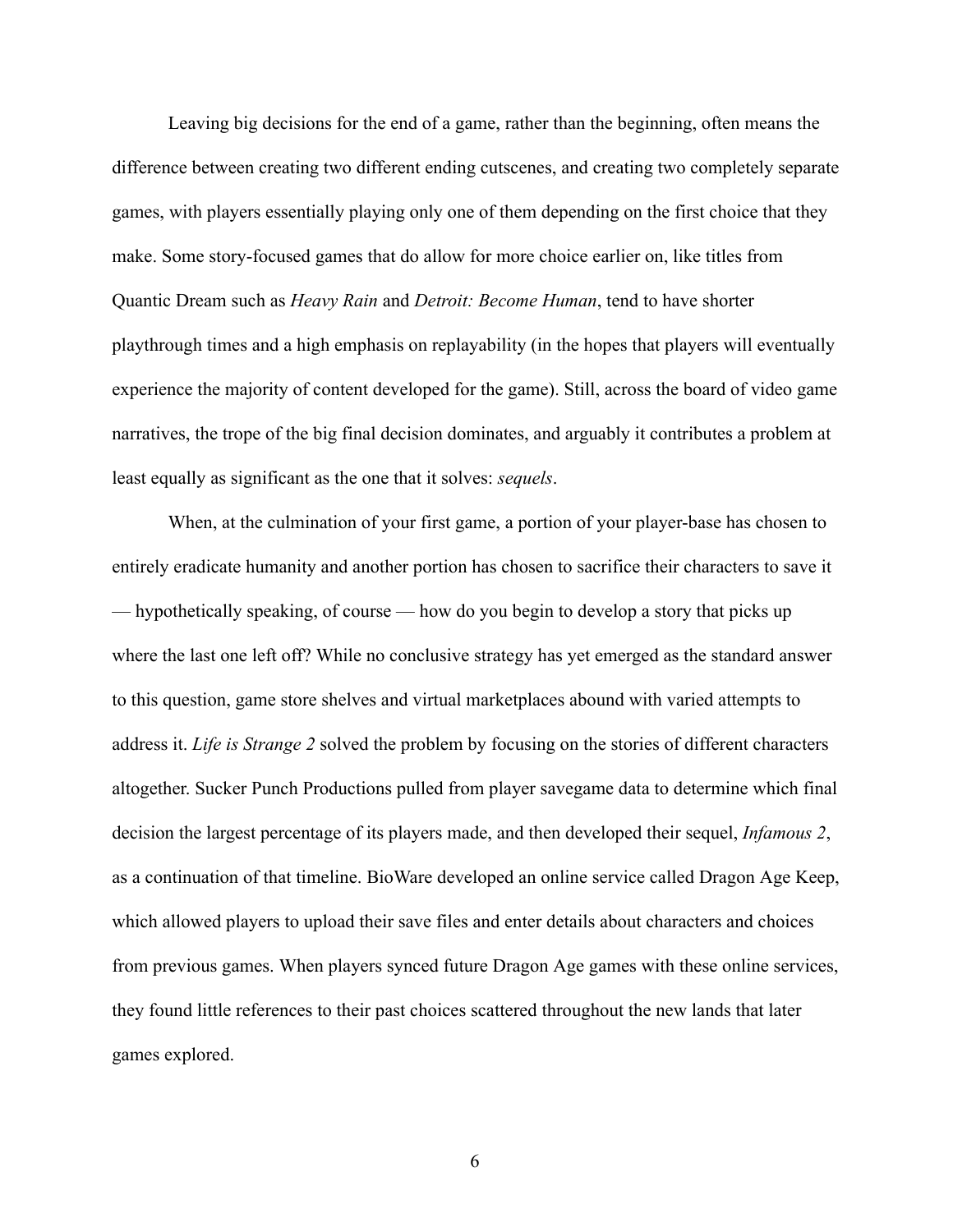Leaving big decisions for the end of a game, rather than the beginning, often means the difference between creating two different ending cutscenes, and creating two completely separate games, with players essentially playing only one of them depending on the first choice that they make. Some story-focused games that do allow for more choice earlier on, like titles from Quantic Dream such as *Heavy Rain* and *Detroit: Become Human*, tend to have shorter playthrough times and a high emphasis on replayability (in the hopes that players will eventually experience the majority of content developed for the game). Still, across the board of video game narratives, the trope of the big final decision dominates, and arguably it contributes a problem at least equally as significant as the one that it solves: *sequels*.

When, at the culmination of your first game, a portion of your player-base has chosen to entirely eradicate humanity and another portion has chosen to sacrifice their characters to save it — hypothetically speaking, of course — how do you begin to develop a story that picks up where the last one left off? While no conclusive strategy has yet emerged as the standard answer to this question, game store shelves and virtual marketplaces abound with varied attempts to address it. *Life is Strange 2* solved the problem by focusing on the stories of different characters altogether. Sucker Punch Productions pulled from player savegame data to determine which final decision the largest percentage of its players made, and then developed their sequel, *Infamous 2*, as a continuation of that timeline. BioWare developed an online service called Dragon Age Keep, which allowed players to upload their save files and enter details about characters and choices from previous games. When players synced future Dragon Age games with these online services, they found little references to their past choices scattered throughout the new lands that later games explored.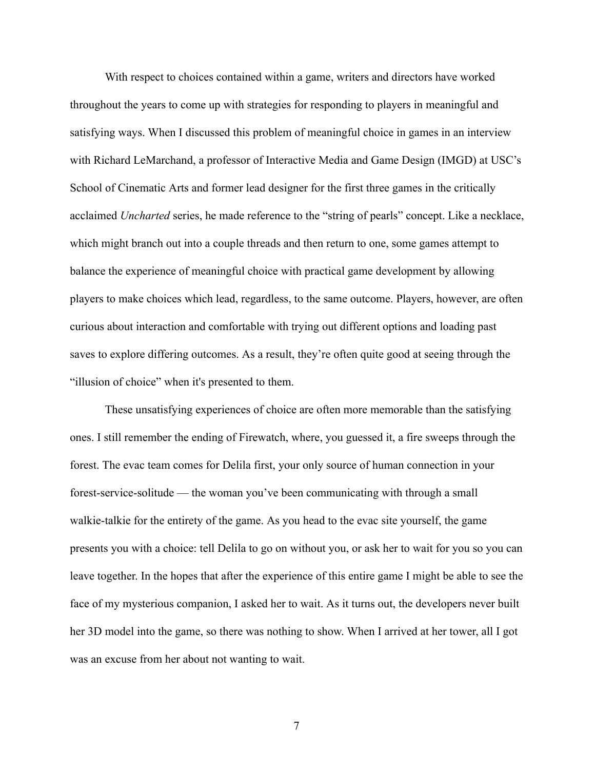With respect to choices contained within a game, writers and directors have worked throughout the years to come up with strategies for responding to players in meaningful and satisfying ways. When I discussed this problem of meaningful choice in games in an interview with Richard LeMarchand, a professor of Interactive Media and Game Design (IMGD) at USC's School of Cinematic Arts and former lead designer for the first three games in the critically acclaimed *Uncharted* series, he made reference to the "string of pearls" concept. Like a necklace, which might branch out into a couple threads and then return to one, some games attempt to balance the experience of meaningful choice with practical game development by allowing players to make choices which lead, regardless, to the same outcome. Players, however, are often curious about interaction and comfortable with trying out different options and loading past saves to explore differing outcomes. As a result, they're often quite good at seeing through the "illusion of choice" when it's presented to them.

These unsatisfying experiences of choice are often more memorable than the satisfying ones. I still remember the ending of Firewatch, where, you guessed it, a fire sweeps through the forest. The evac team comes for Delila first, your only source of human connection in your forest-service-solitude — the woman you've been communicating with through a small walkie-talkie for the entirety of the game. As you head to the evac site yourself, the game presents you with a choice: tell Delila to go on without you, or ask her to wait for you so you can leave together. In the hopes that after the experience of this entire game I might be able to see the face of my mysterious companion, I asked her to wait. As it turns out, the developers never built her 3D model into the game, so there was nothing to show. When I arrived at her tower, all I got was an excuse from her about not wanting to wait.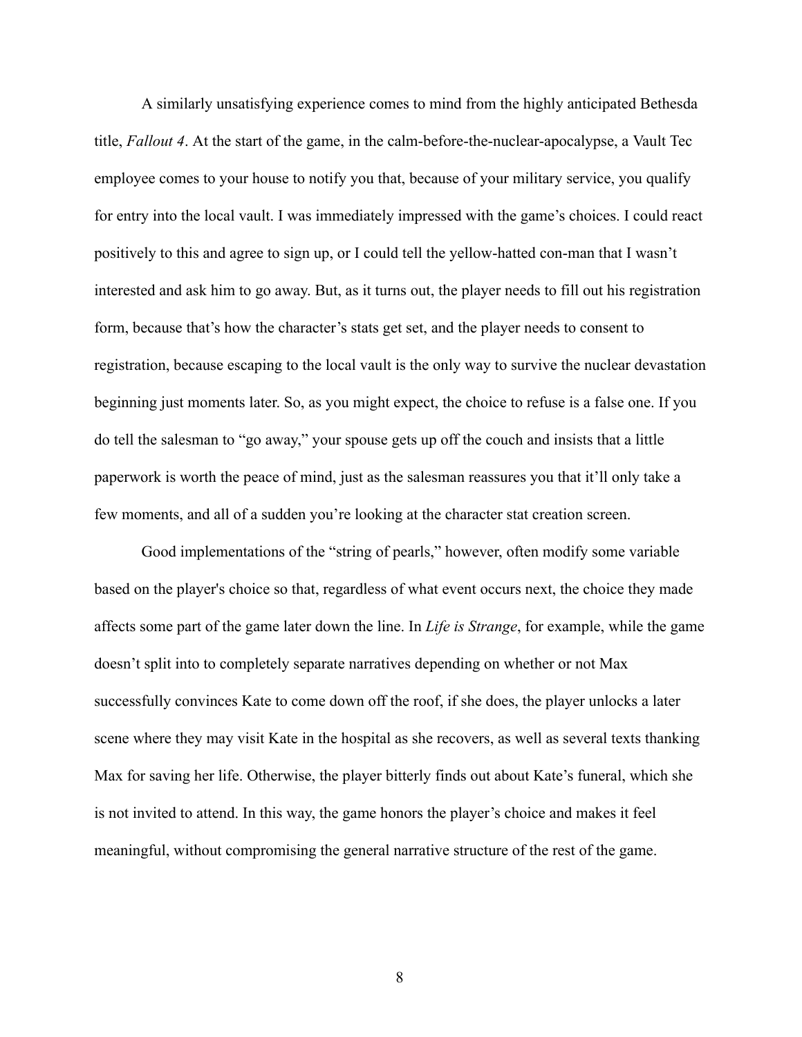A similarly unsatisfying experience comes to mind from the highly anticipated Bethesda title, *Fallout 4*. At the start of the game, in the calm-before-the-nuclear-apocalypse, a Vault Tec employee comes to your house to notify you that, because of your military service, you qualify for entry into the local vault. I was immediately impressed with the game's choices. I could react positively to this and agree to sign up, or I could tell the yellow-hatted con-man that I wasn't interested and ask him to go away. But, as it turns out, the player needs to fill out his registration form, because that's how the character's stats get set, and the player needs to consent to registration, because escaping to the local vault is the only way to survive the nuclear devastation beginning just moments later. So, as you might expect, the choice to refuse is a false one. If you do tell the salesman to "go away," your spouse gets up off the couch and insists that a little paperwork is worth the peace of mind, just as the salesman reassures you that it'll only take a few moments, and all of a sudden you're looking at the character stat creation screen.

Good implementations of the "string of pearls," however, often modify some variable based on the player's choice so that, regardless of what event occurs next, the choice they made affects some part of the game later down the line. In *Life is Strange*, for example, while the game doesn't split into to completely separate narratives depending on whether or not Max successfully convinces Kate to come down off the roof, if she does, the player unlocks a later scene where they may visit Kate in the hospital as she recovers, as well as several texts thanking Max for saving her life. Otherwise, the player bitterly finds out about Kate's funeral, which she is not invited to attend. In this way, the game honors the player's choice and makes it feel meaningful, without compromising the general narrative structure of the rest of the game.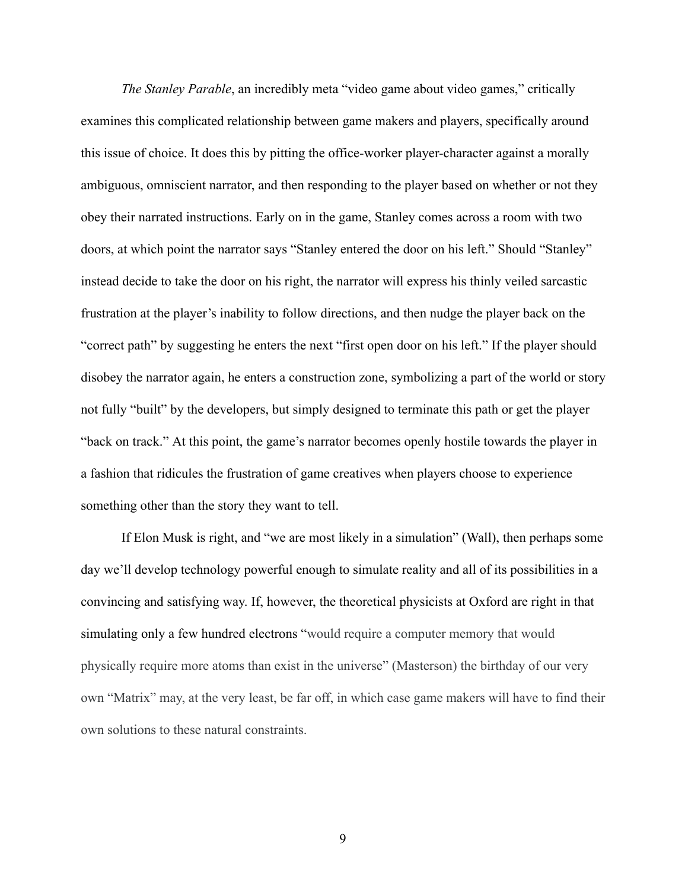*The Stanley Parable*, an incredibly meta "video game about video games," critically examines this complicated relationship between game makers and players, specifically around this issue of choice. It does this by pitting the office-worker player-character against a morally ambiguous, omniscient narrator, and then responding to the player based on whether or not they obey their narrated instructions. Early on in the game, Stanley comes across a room with two doors, at which point the narrator says "Stanley entered the door on his left." Should "Stanley" instead decide to take the door on his right, the narrator will express his thinly veiled sarcastic frustration at the player's inability to follow directions, and then nudge the player back on the "correct path" by suggesting he enters the next "first open door on his left." If the player should disobey the narrator again, he enters a construction zone, symbolizing a part of the world or story not fully "built" by the developers, but simply designed to terminate this path or get the player "back on track." At this point, the game's narrator becomes openly hostile towards the player in a fashion that ridicules the frustration of game creatives when players choose to experience something other than the story they want to tell.

If Elon Musk is right, and "we are most likely in a simulation" (Wall), then perhaps some day we'll develop technology powerful enough to simulate reality and all of its possibilities in a convincing and satisfying way. If, however, the theoretical physicists at Oxford are right in that simulating only a few hundred electrons "would require a computer memory that would physically require more atoms than exist in the universe" (Masterson) the birthday of our very own "Matrix" may, at the very least, be far off, in which case game makers will have to find their own solutions to these natural constraints.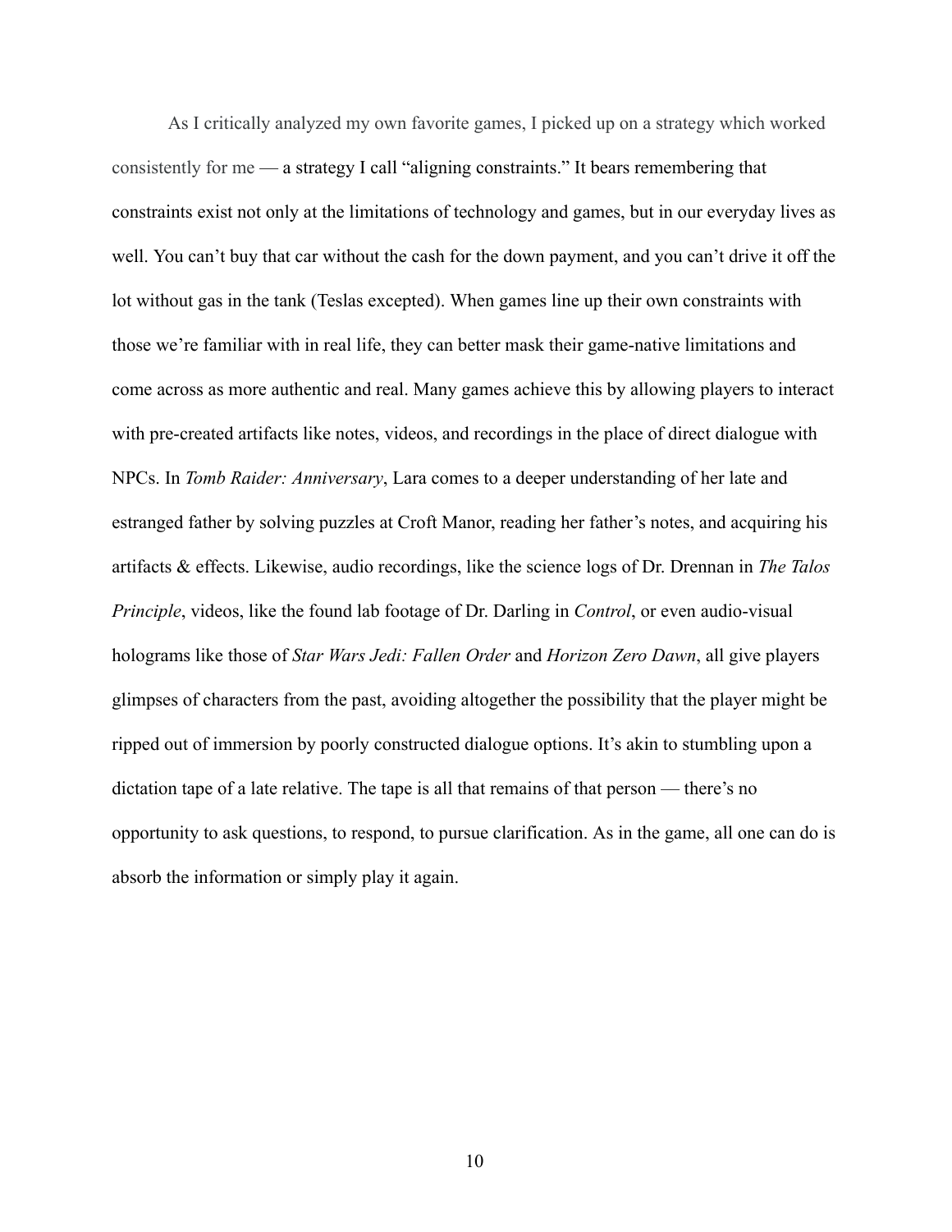As I critically analyzed my own favorite games, I picked up on a strategy which worked consistently for me — a strategy I call "aligning constraints." It bears remembering that constraints exist not only at the limitations of technology and games, but in our everyday lives as well. You can't buy that car without the cash for the down payment, and you can't drive it off the lot without gas in the tank (Teslas excepted). When games line up their own constraints with those we're familiar with in real life, they can better mask their game-native limitations and come across as more authentic and real. Many games achieve this by allowing players to interact with pre-created artifacts like notes, videos, and recordings in the place of direct dialogue with NPCs. In *Tomb Raider: Anniversary*, Lara comes to a deeper understanding of her late and estranged father by solving puzzles at Croft Manor, reading her father's notes, and acquiring his artifacts & effects. Likewise, audio recordings, like the science logs of Dr. Drennan in *The Talos Principle*, videos, like the found lab footage of Dr. Darling in *Control*, or even audio-visual holograms like those of *Star Wars Jedi: Fallen Order* and *Horizon Zero Dawn*, all give players glimpses of characters from the past, avoiding altogether the possibility that the player might be ripped out of immersion by poorly constructed dialogue options. It's akin to stumbling upon a dictation tape of a late relative. The tape is all that remains of that person — there's no opportunity to ask questions, to respond, to pursue clarification. As in the game, all one can do is absorb the information or simply play it again.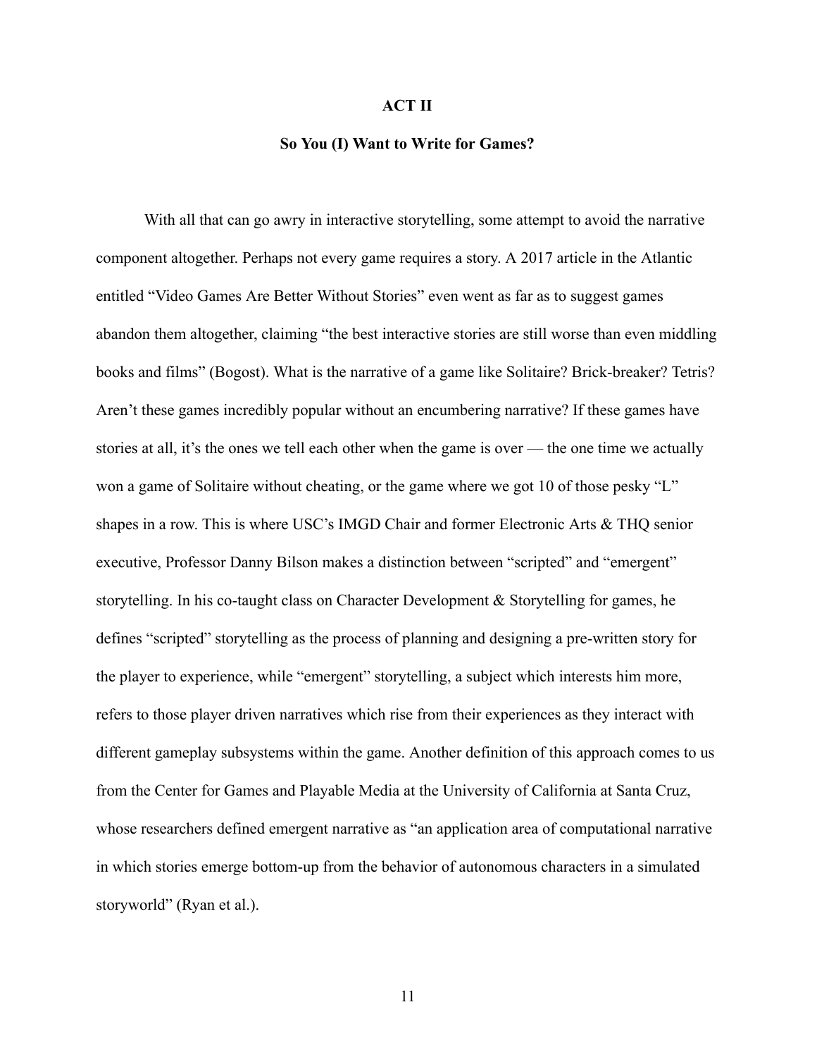## ACT II

### So You (I) Want to Write for Games?

With all that can go awry in interactive storytelling, some attempt to avoid the narrative component altogether. Perhaps not every game requires a story. A 2017 article in the Atlantic entitled “Video Games Are Better Without Stories” even went as far as to suggest games abandon them altogether, claiming “the best interactive stories are still worse than even middling books and films” (Bogost). What is the narrative of a game like Solitaire? Brick-breaker? Tetris? Aren’t these games incredibly popular without an encumbering narrative? If these games have stories at all, it’s the ones we tell each other when the game is over — the one time we actually won a game of Solitaire without cheating, or the game where we got 10 of those pesky “L” shapes in a row. This is where USC’s IMGD Chair and former Electronic Arts & THQ senior executive, Professor Danny Bilson makes a distinction between “scripted” and “emergent” storytelling. In his co-taught class on Character Development & Storytelling for games, he defines “scripted” storytelling as the process of planning and designing a pre-written story for the player to experience, while “emergent” storytelling, a subject which interests him more, refers to those player driven narratives which rise from their experiences as they interact with different gameplay subsystems within the game. Another definition of this approach comes to us from the Center for Games and Playable Media at the University of California at Santa Cruz, whose researchers defined emergent narrative as “an application area of computational narrative in which stories emerge bottom-up from the behavior of autonomous characters in a simulated storyworld” (Ryan et al.).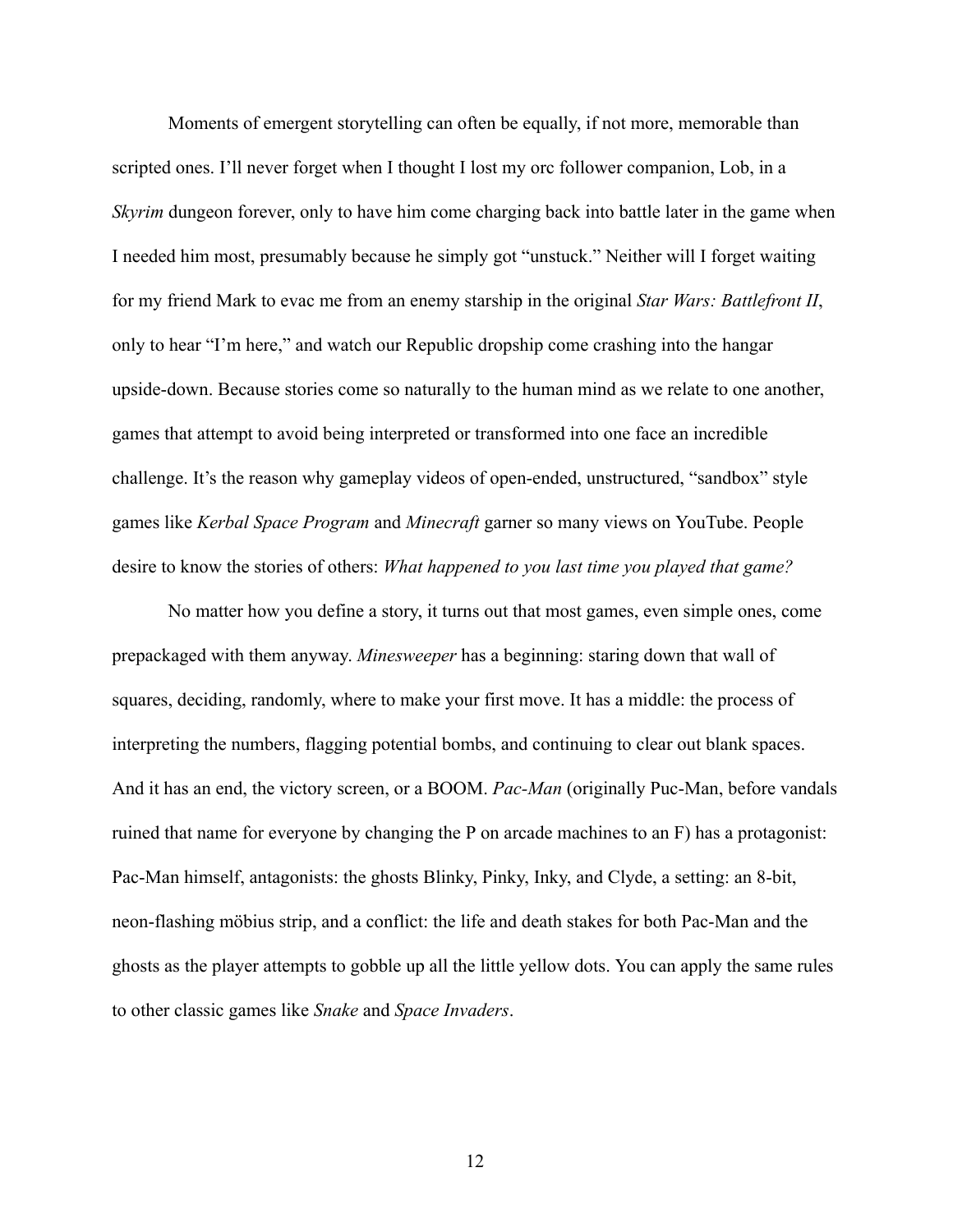Moments of emergent storytelling can often be equally, if not more, memorable than scripted ones. I'll never forget when I thought I lost my orc follower companion, Lob, in a *Skyrim* dungeon forever, only to have him come charging back into battle later in the game when I needed him most, presumably because he simply got "unstuck." Neither will I forget waiting for my friend Mark to evac me from an enemy starship in the original *Star Wars: Battlefront II*, only to hear "I'm here," and watch our Republic dropship come crashing into the hangar upside-down. Because stories come so naturally to the human mind as we relate to one another, games that attempt to avoid being interpreted or transformed into one face an incredible challenge. It's the reason why gameplay videos of open-ended, unstructured, "sandbox" style games like *Kerbal Space Program* and *Minecraft* garner so many views on YouTube. People desire to know the stories of others: *What happened to you last time you played that game?*

No matter how you define a story, it turns out that most games, even simple ones, come prepackaged with them anyway. *Minesweeper* has a beginning: staring down that wall of squares, deciding, randomly, where to make your first move. It has a middle: the process of interpreting the numbers, flagging potential bombs, and continuing to clear out blank spaces. And it has an end, the victory screen, or a BOOM. *Pac-Man* (originally Puc-Man, before vandals ruined that name for everyone by changing the P on arcade machines to an F) has a protagonist: Pac-Man himself, antagonists: the ghosts Blinky, Pinky, Inky, and Clyde, a setting: an 8-bit, neon-flashing möbius strip, and a conflict: the life and death stakes for both Pac-Man and the ghosts as the player attempts to gobble up all the little yellow dots. You can apply the same rules to other classic games like *Snake* and *Space Invaders*.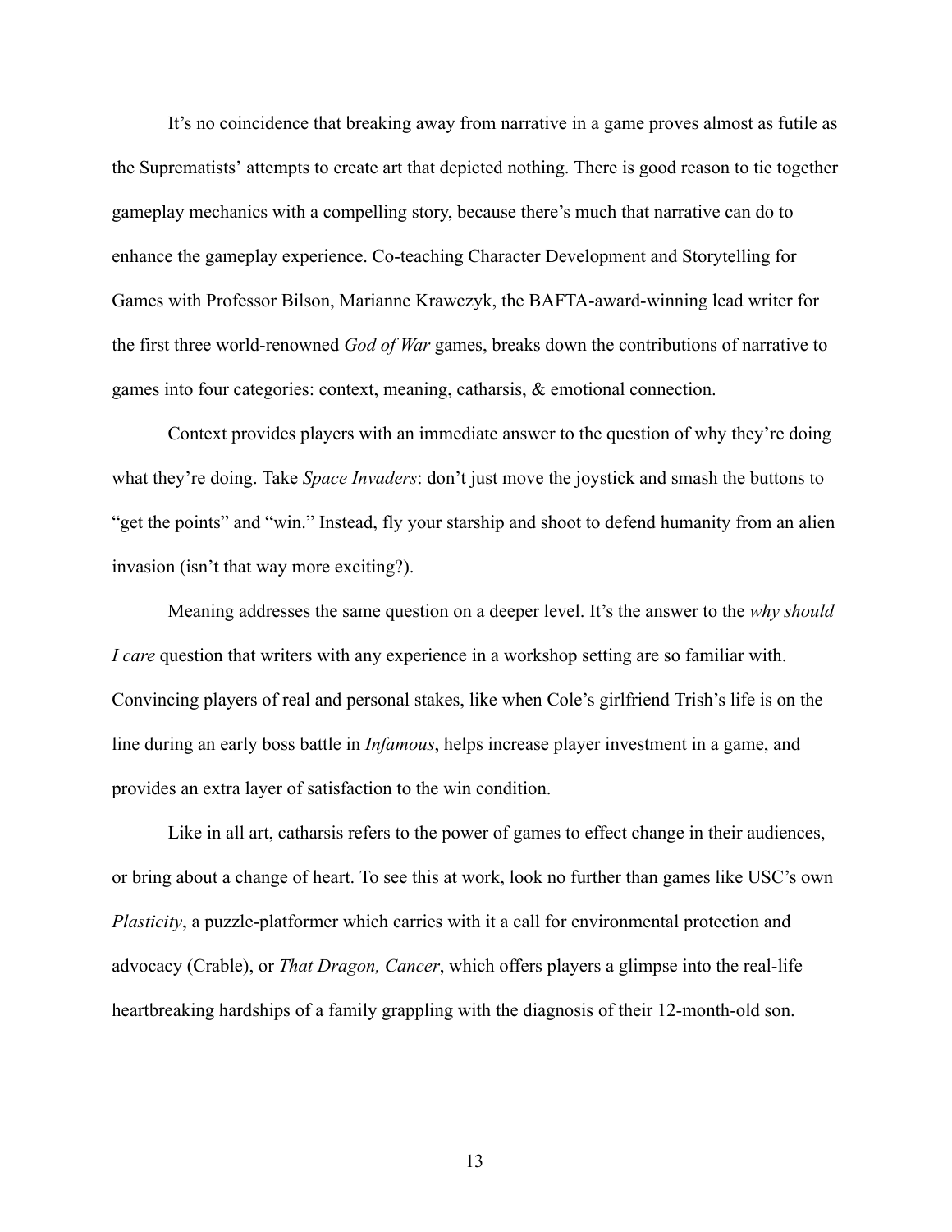It's no coincidence that breaking away from narrative in a game proves almost as futile as the Suprematists' attempts to create art that depicted nothing. There is good reason to tie together gameplay mechanics with a compelling story, because there's much that narrative can do to enhance the gameplay experience. Co-teaching Character Development and Storytelling for Games with Professor Bilson, Marianne Krawczyk, the BAFTA-award-winning lead writer for the first three world-renowned *God of War* games, breaks down the contributions of narrative to games into four categories: context, meaning, catharsis, & emotional connection.

Context provides players with an immediate answer to the question of why they're doing what they're doing. Take *Space Invaders*: don't just move the joystick and smash the buttons to "get the points" and "win." Instead, fly your starship and shoot to defend humanity from an alien invasion (isn't that way more exciting?).

Meaning addresses the same question on a deeper level. It's the answer to the *why should I care* question that writers with any experience in a workshop setting are so familiar with. Convincing players of real and personal stakes, like when Cole's girlfriend Trish's life is on the line during an early boss battle in *Infamous*, helps increase player investment in a game, and provides an extra layer of satisfaction to the win condition.

Like in all art, catharsis refers to the power of games to effect change in their audiences, or bring about a change of heart. To see this at work, look no further than games like USC's own *Plasticity*, a puzzle-platformer which carries with it a call for environmental protection and advocacy (Crable), or *That Dragon, Cancer*, which offers players a glimpse into the real-life heartbreaking hardships of a family grappling with the diagnosis of their 12-month-old son.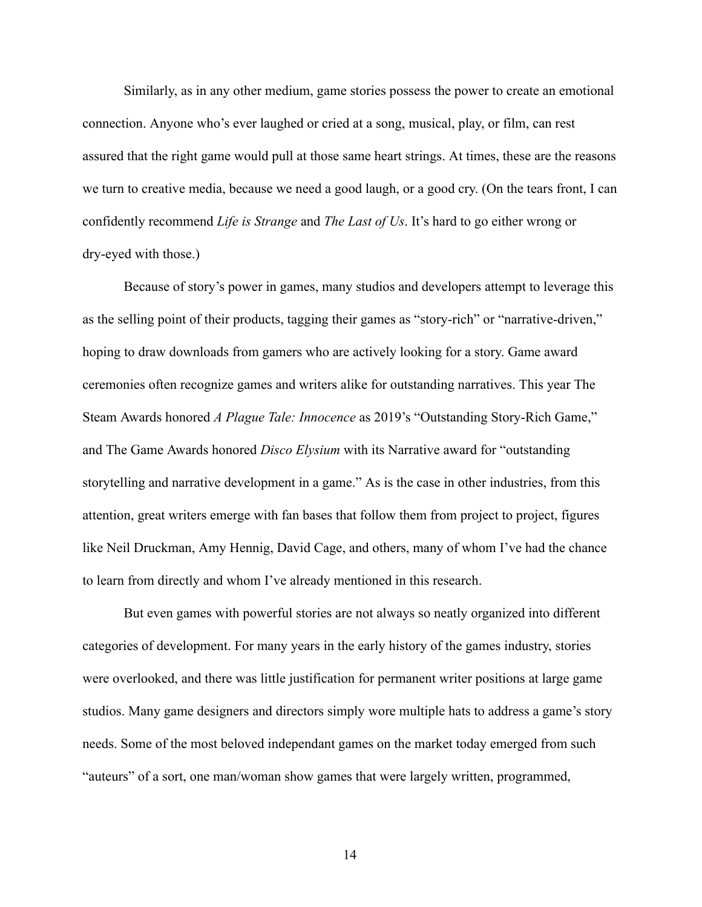Similarly, as in any other medium, game stories possess the power to create an emotional connection. Anyone who's ever laughed or cried at a song, musical, play, or film, can rest assured that the right game would pull at those same heart strings. At times, these are the reasons we turn to creative media, because we need a good laugh, or a good cry. (On the tears front, I can confidently recommend *Life is Strange* and *The Last of Us*. It's hard to go either wrong or dry-eyed with those.)

Because of story's power in games, many studios and developers attempt to leverage this as the selling point of their products, tagging their games as "story-rich" or "narrative-driven," hoping to draw downloads from gamers who are actively looking for a story. Game award ceremonies often recognize games and writers alike for outstanding narratives. This year The Steam Awards honored *A Plague Tale: Innocence* as 2019's "Outstanding Story-Rich Game," and The Game Awards honored *Disco Elysium* with its Narrative award for "outstanding storytelling and narrative development in a game." As is the case in other industries, from this attention, great writers emerge with fan bases that follow them from project to project, figures like Neil Druckman, Amy Hennig, David Cage, and others, many of whom I've had the chance to learn from directly and whom I've already mentioned in this research.

But even games with powerful stories are not always so neatly organized into different categories of development. For many years in the early history of the games industry, stories were overlooked, and there was little justification for permanent writer positions at large game studios. Many game designers and directors simply wore multiple hats to address a game's story needs. Some of the most beloved independant games on the market today emerged from such "auteurs" of a sort, one man/woman show games that were largely written, programmed,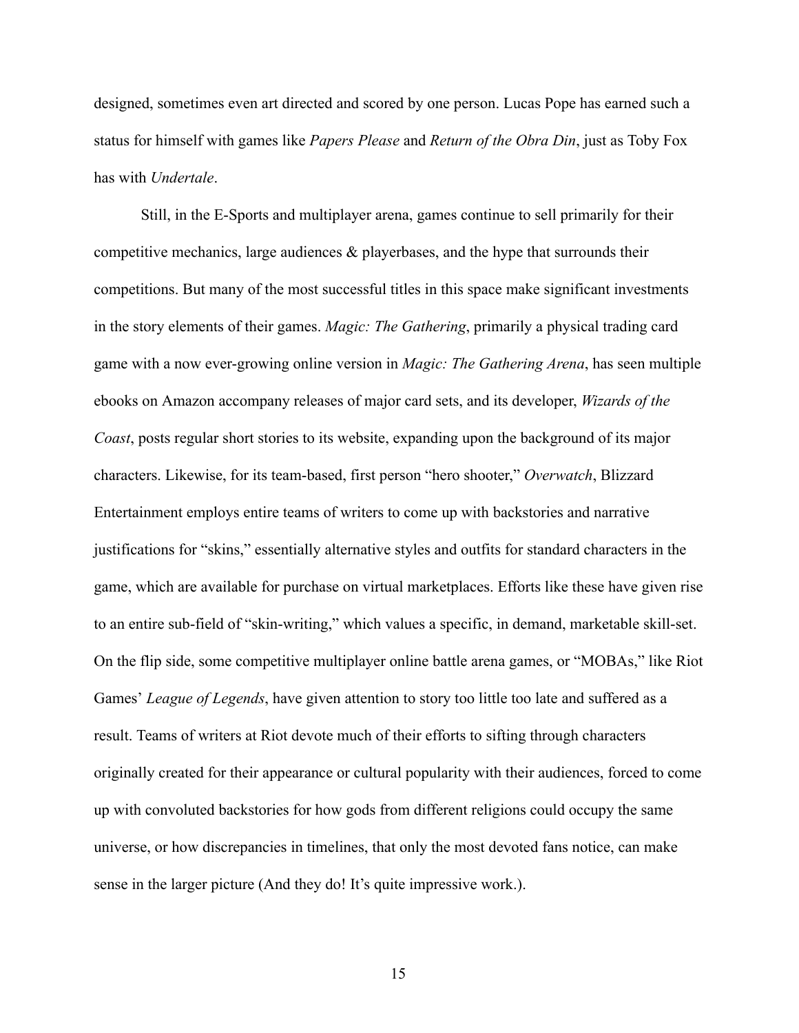designed, sometimes even art directed and scored by one person. Lucas Pope has earned such a status for himself with games like *Papers Please* and *Return of the Obra Din*, just as Toby Fox has with *Undertale*.

Still, in the E-Sports and multiplayer arena, games continue to sell primarily for their competitive mechanics, large audiences & playerbases, and the hype that surrounds their competitions. But many of the most successful titles in this space make significant investments in the story elements of their games. *Magic: The Gathering*, primarily a physical trading card game with a now ever-growing online version in *Magic: The Gathering Arena*, has seen multiple ebooks on Amazon accompany releases of major card sets, and its developer, *Wizards of the Coast*, posts regular short stories to its website, expanding upon the background of its major characters. Likewise, for its team-based, first person "hero shooter," *Overwatch*, Blizzard Entertainment employs entire teams of writers to come up with backstories and narrative justifications for "skins," essentially alternative styles and outfits for standard characters in the game, which are available for purchase on virtual marketplaces. Efforts like these have given rise to an entire sub-field of "skin-writing," which values a specific, in demand, marketable skill-set. On the flip side, some competitive multiplayer online battle arena games, or "MOBAs," like Riot Games' *League of Legends*, have given attention to story too little too late and suffered as a result. Teams of writers at Riot devote much of their efforts to sifting through characters originally created for their appearance or cultural popularity with their audiences, forced to come up with convoluted backstories for how gods from different religions could occupy the same universe, or how discrepancies in timelines, that only the most devoted fans notice, can make sense in the larger picture (And they do! It's quite impressive work.).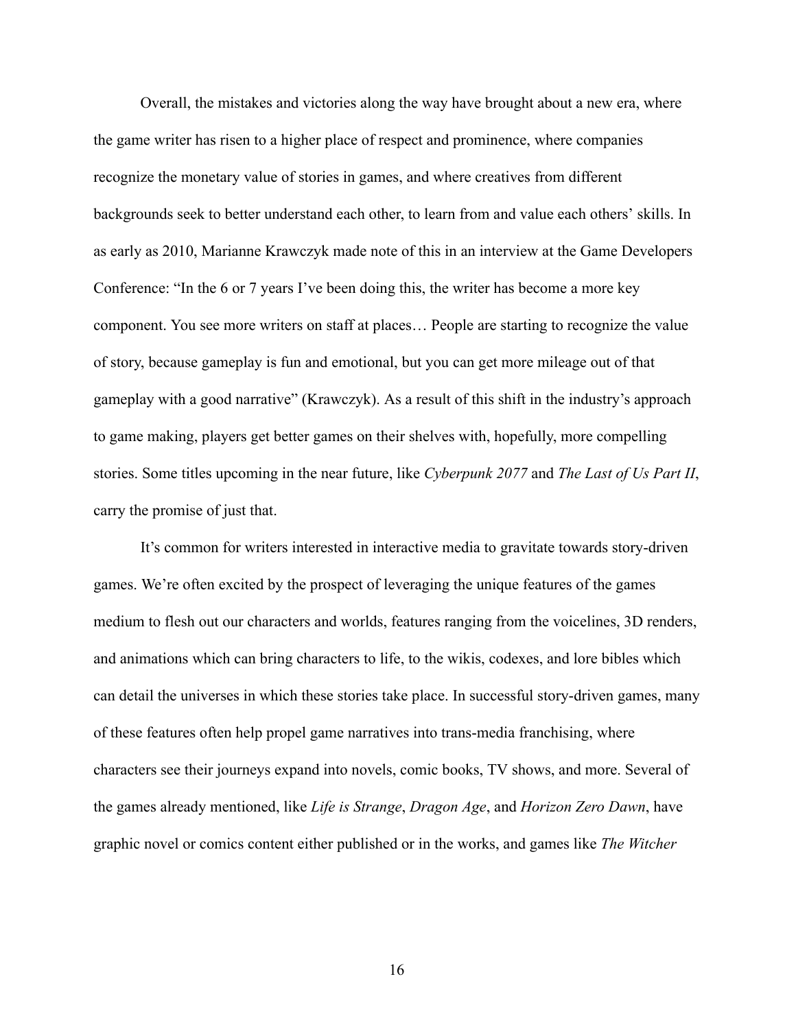Overall, the mistakes and victories along the way have brought about a new era, where the game writer has risen to a higher place of respect and prominence, where companies recognize the monetary value of stories in games, and where creatives from different backgrounds seek to better understand each other, to learn from and value each others' skills. In as early as 2010, Marianne Krawczyk made note of this in an interview at the Game Developers Conference: "In the 6 or 7 years I've been doing this, the writer has become a more key component. You see more writers on staff at places… People are starting to recognize the value of story, because gameplay is fun and emotional, but you can get more mileage out of that gameplay with a good narrative" (Krawczyk). As a result of this shift in the industry's approach to game making, players get better games on their shelves with, hopefully, more compelling stories. Some titles upcoming in the near future, like *Cyberpunk 2077* and *The Last of Us Part II*, carry the promise of just that.

It's common for writers interested in interactive media to gravitate towards story-driven games. We're often excited by the prospect of leveraging the unique features of the games medium to flesh out our characters and worlds, features ranging from the voicelines, 3D renders, and animations which can bring characters to life, to the wikis, codexes, and lore bibles which can detail the universes in which these stories take place. In successful story-driven games, many of these features often help propel game narratives into trans-media franchising, where characters see their journeys expand into novels, comic books, TV shows, and more. Several of the games already mentioned, like *Life is Strange*, *Dragon Age*, and *Horizon Zero Dawn*, have graphic novel or comics content either published or in the works, and games like *The Witcher*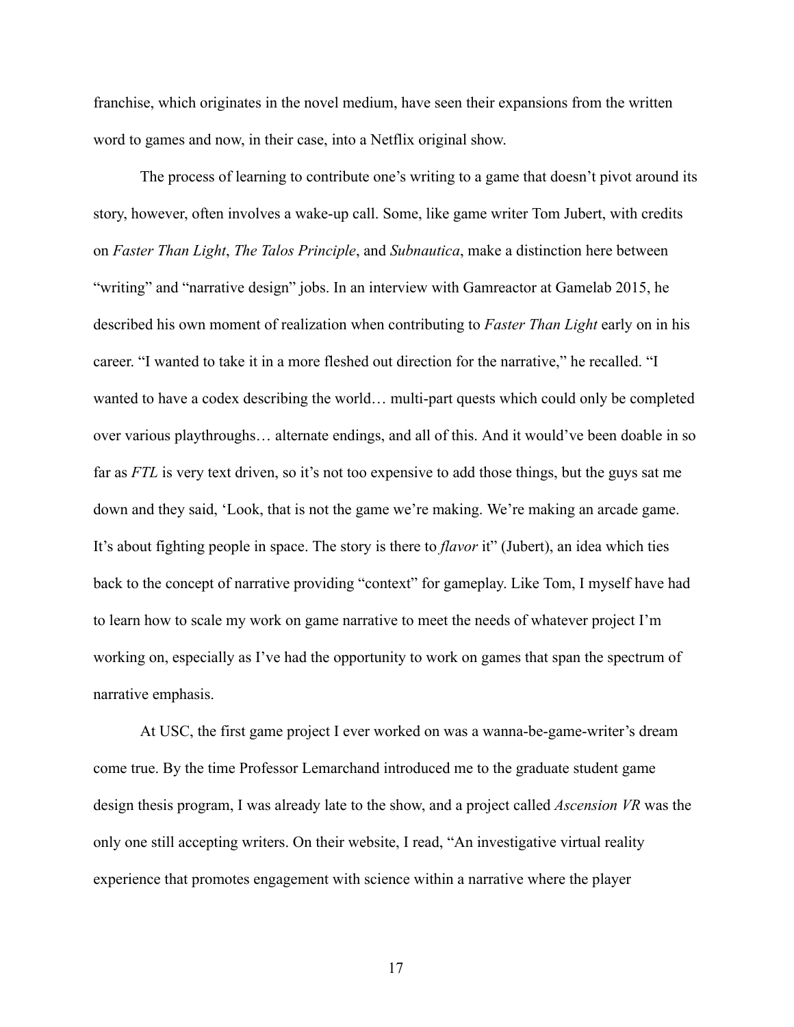franchise, which originates in the novel medium, have seen their expansions from the written word to games and now, in their case, into a Netflix original show.

The process of learning to contribute one's writing to a game that doesn't pivot around its story, however, often involves a wake-up call. Some, like game writer Tom Jubert, with credits on *Faster Than Light*, *The Talos Principle*, and *Subnautica*, make a distinction here between "writing" and "narrative design" jobs. In an interview with Gamreactor at Gamelab 2015, he described his own moment of realization when contributing to *Faster Than Light* early on in his career. "I wanted to take it in a more fleshed out direction for the narrative," he recalled. "I wanted to have a codex describing the world… multi-part quests which could only be completed over various playthroughs… alternate endings, and all of this. And it would've been doable in so far as *FTL* is very text driven, so it's not too expensive to add those things, but the guys sat me down and they said, 'Look, that is not the game we're making. We're making an arcade game. It's about fighting people in space. The story is there to *flavor* it" (Jubert), an idea which ties back to the concept of narrative providing "context" for gameplay. Like Tom, I myself have had to learn how to scale my work on game narrative to meet the needs of whatever project I'm working on, especially as I've had the opportunity to work on games that span the spectrum of narrative emphasis.

At USC, the first game project I ever worked on was a wanna-be-game-writer's dream come true. By the time Professor Lemarchand introduced me to the graduate student game design thesis program, I was already late to the show, and a project called *Ascension VR* was the only one still accepting writers. On their website, I read, "An investigative virtual reality experience that promotes engagement with science within a narrative where the player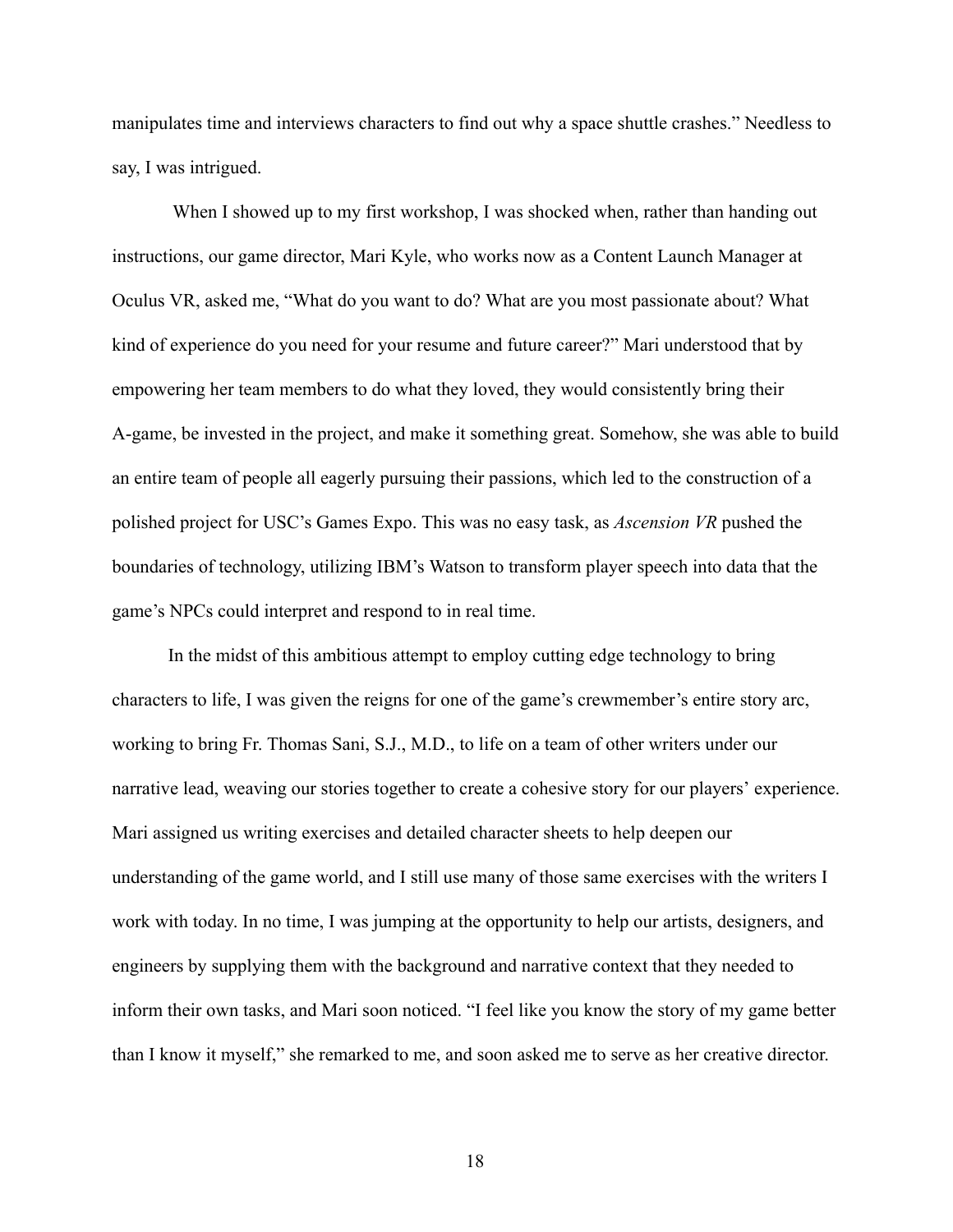manipulates time and interviews characters to find out why a space shuttle crashes." Needless to say, I was intrigued.

When I showed up to my first workshop, I was shocked when, rather than handing out instructions, our game director, Mari Kyle, who works now as a Content Launch Manager at Oculus VR, asked me, "What do you want to do? What are you most passionate about? What kind of experience do you need for your resume and future career?" Mari understood that by empowering her team members to do what they loved, they would consistently bring their A-game, be invested in the project, and make it something great. Somehow, she was able to build an entire team of people all eagerly pursuing their passions, which led to the construction of a polished project for USC's Games Expo. This was no easy task, as *Ascension VR* pushed the boundaries of technology, utilizing IBM's Watson to transform player speech into data that the game's NPCs could interpret and respond to in real time.

In the midst of this ambitious attempt to employ cutting edge technology to bring characters to life, I was given the reigns for one of the game's crewmember's entire story arc, working to bring Fr. Thomas Sani, S.J., M.D., to life on a team of other writers under our narrative lead, weaving our stories together to create a cohesive story for our players' experience. Mari assigned us writing exercises and detailed character sheets to help deepen our understanding of the game world, and I still use many of those same exercises with the writers I work with today. In no time, I was jumping at the opportunity to help our artists, designers, and engineers by supplying them with the background and narrative context that they needed to inform their own tasks, and Mari soon noticed. "I feel like you know the story of my game better than I know it myself," she remarked to me, and soon asked me to serve as her creative director.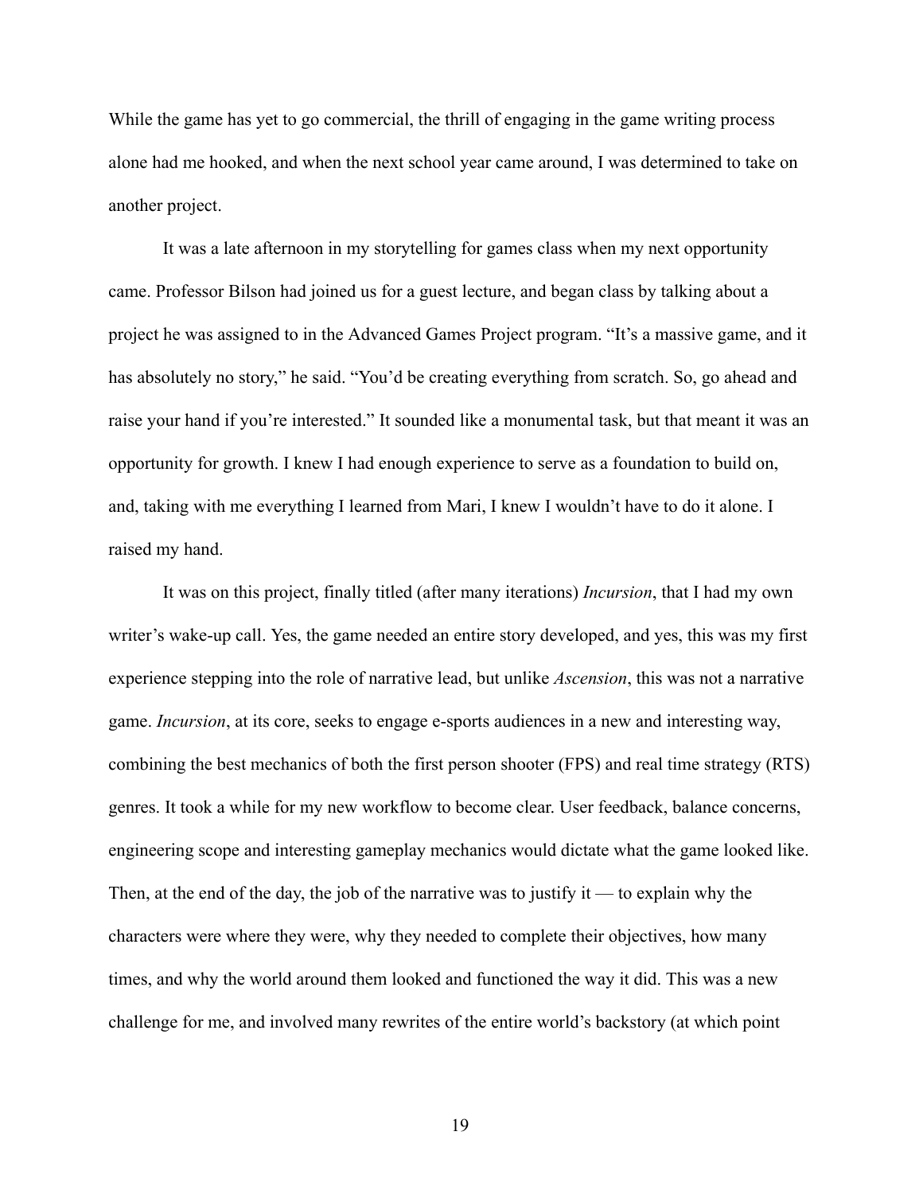While the game has yet to go commercial, the thrill of engaging in the game writing process alone had me hooked, and when the next school year came around, I was determined to take on another project.

It was a late afternoon in my storytelling for games class when my next opportunity came. Professor Bilson had joined us for a guest lecture, and began class by talking about a project he was assigned to in the Advanced Games Project program. “It’s a massive game, and it has absolutely no story,” he said. “You’d be creating everything from scratch. So, go ahead and raise your hand if you’re interested.” It sounded like a monumental task, but that meant it was an opportunity for growth. I knew I had enough experience to serve as a foundation to build on, and, taking with me everything I learned from Mari, I knew I wouldn’t have to do it alone. I raised my hand.

It was on this project, finally titled (after many iterations) *Incursion*, that I had my own writer’s wake-up call. Yes, the game needed an entire story developed, and yes, this was my first experience stepping into the role of narrative lead, but unlike *Ascension*, this was not a narrative game. *Incursion*, at its core, seeks to engage e-sports audiences in a new and interesting way, combining the best mechanics of both the first person shooter (FPS) and real time strategy (RTS) genres. It took a while for my new workflow to become clear. User feedback, balance concerns, engineering scope and interesting gameplay mechanics would dictate what the game looked like. Then, at the end of the day, the job of the narrative was to justify it — to explain why the characters were where they were, why they needed to complete their objectives, how many times, and why the world around them looked and functioned the way it did. This was a new challenge for me, and involved many rewrites of the entire world’s backstory (at which point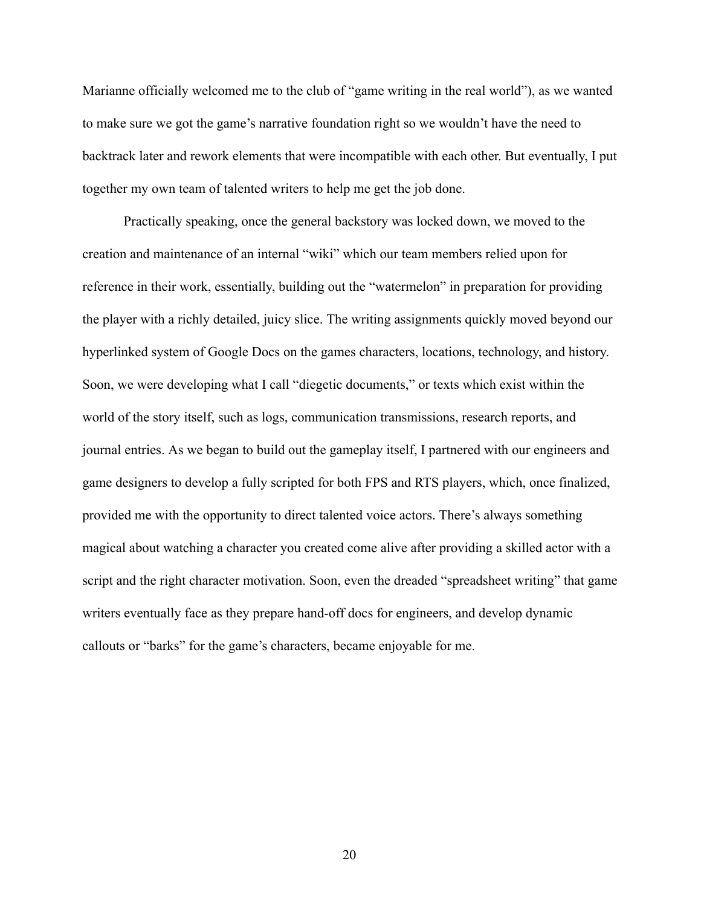Marianne officially welcomed me to the club of "game writing in the real world"), as we wanted to make sure we got the game's narrative foundation right so we wouldn't have the need to backtrack later and rework elements that were incompatible with each other. But eventually, I put together my own team of talented writers to help me get the job done.

Practically speaking, once the general backstory was locked down, we moved to the creation and maintenance of an internal "wiki" which our team members relied upon for reference in their work, essentially, building out the "watermelon" in preparation for providing the player with a richly detailed, juicy slice. The writing assignments quickly moved beyond our hyperlinked system of Google Docs on the games characters, locations, technology, and history. Soon, we were developing what I call "diegetic documents," or texts which exist within the world of the story itself, such as logs, communication transmissions, research reports, and journal entries. As we began to build out the gameplay itself, I partnered with our engineers and game designers to develop a fully scripted for both FPS and RTS players, which, once finalized, provided me with the opportunity to direct talented voice actors. There's always something magical about watching a character you created come alive after providing a skilled actor with a script and the right character motivation. Soon, even the dreaded "spreadsheet writing" that game writers eventually face as they prepare hand-off docs for engineers, and develop dynamic callouts or "barks" for the game's characters, became enjoyable for me.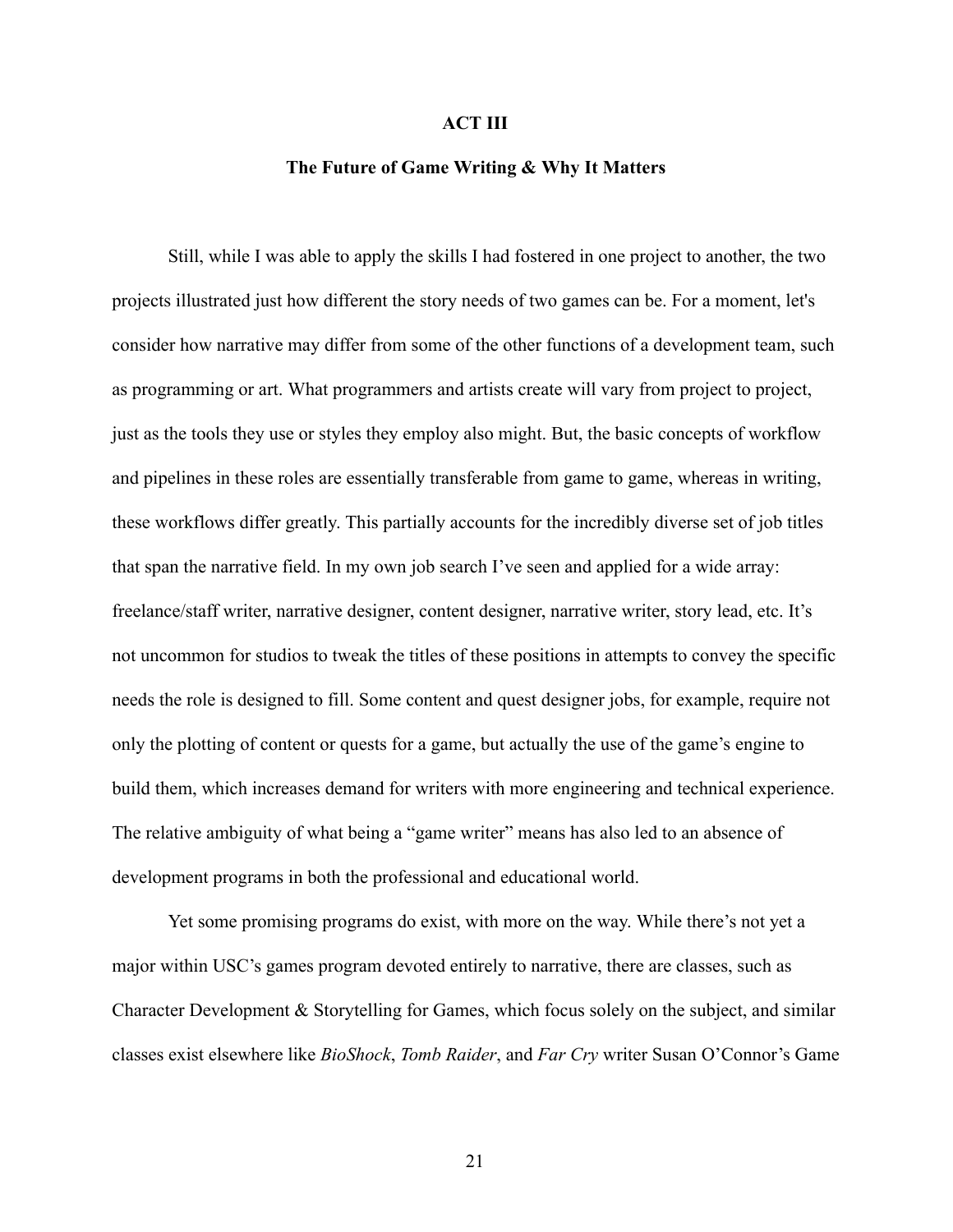## ACT III

### The Future of Game Writing & Why It Matters

Still, while I was able to apply the skills I had fostered in one project to another, the two projects illustrated just how different the story needs of two games can be. For a moment, let's consider how narrative may differ from some of the other functions of a development team, such as programming or art. What programmers and artists create will vary from project to project, just as the tools they use or styles they employ also might. But, the basic concepts of workflow and pipelines in these roles are essentially transferable from game to game, whereas in writing, these workflows differ greatly. This partially accounts for the incredibly diverse set of job titles that span the narrative field. In my own job search I've seen and applied for a wide array: freelance/staff writer, narrative designer, content designer, narrative writer, story lead, etc. It's not uncommon for studios to tweak the titles of these positions in attempts to convey the specific needs the role is designed to fill. Some content and quest designer jobs, for example, require not only the plotting of content or quests for a game, but actually the use of the game's engine to build them, which increases demand for writers with more engineering and technical experience. The relative ambiguity of what being a "game writer" means has also led to an absence of development programs in both the professional and educational world.

Yet some promising programs do exist, with more on the way. While there's not yet a major within USC's games program devoted entirely to narrative, there are classes, such as Character Development & Storytelling for Games, which focus solely on the subject, and similar classes exist elsewhere like *BioShock*, *Tomb Raider*, and *Far Cry* writer Susan O'Connor's Game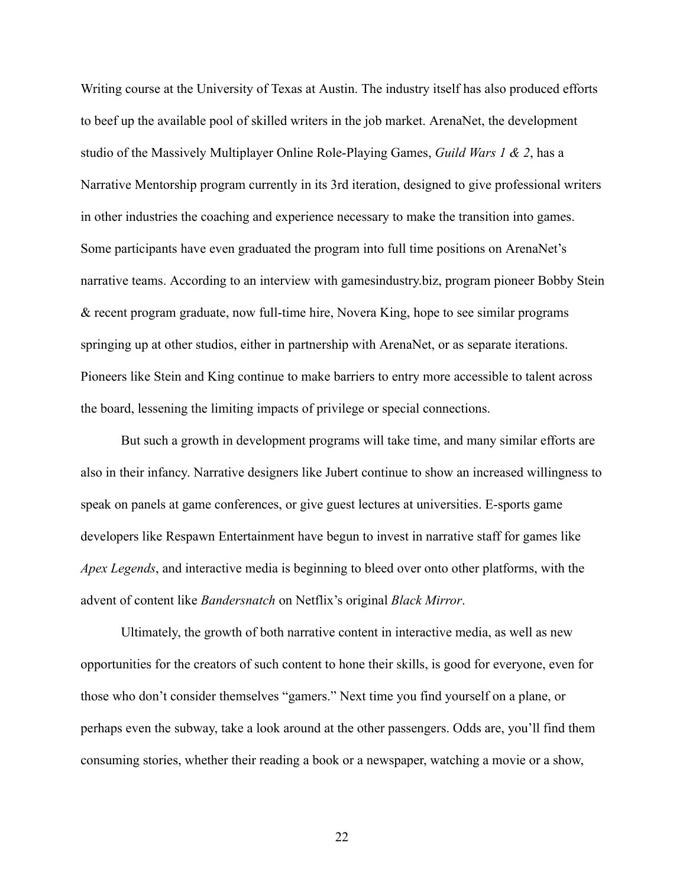Writing course at the University of Texas at Austin. The industry itself has also produced efforts to beef up the available pool of skilled writers in the job market. ArenaNet, the development studio of the Massively Multiplayer Online Role-Playing Games, *Guild Wars 1 & 2*, has a Narrative Mentorship program currently in its 3rd iteration, designed to give professional writers in other industries the coaching and experience necessary to make the transition into games. Some participants have even graduated the program into full time positions on ArenaNet's narrative teams. According to an interview with gamesindustry.biz, program pioneer Bobby Stein & recent program graduate, now full-time hire, Novera King, hope to see similar programs springing up at other studios, either in partnership with ArenaNet, or as separate iterations. Pioneers like Stein and King continue to make barriers to entry more accessible to talent across the board, lessening the limiting impacts of privilege or special connections.

But such a growth in development programs will take time, and many similar efforts are also in their infancy. Narrative designers like Jubert continue to show an increased willingness to speak on panels at game conferences, or give guest lectures at universities. E-sports game developers like Respawn Entertainment have begun to invest in narrative staff for games like *Apex Legends*, and interactive media is beginning to bleed over onto other platforms, with the advent of content like *Bandersnatch* on Netflix's original *Black Mirror*.

Ultimately, the growth of both narrative content in interactive media, as well as new opportunities for the creators of such content to hone their skills, is good for everyone, even for those who don't consider themselves "gamers." Next time you find yourself on a plane, or perhaps even the subway, take a look around at the other passengers. Odds are, you'll find them consuming stories, whether their reading a book or a newspaper, watching a movie or a show,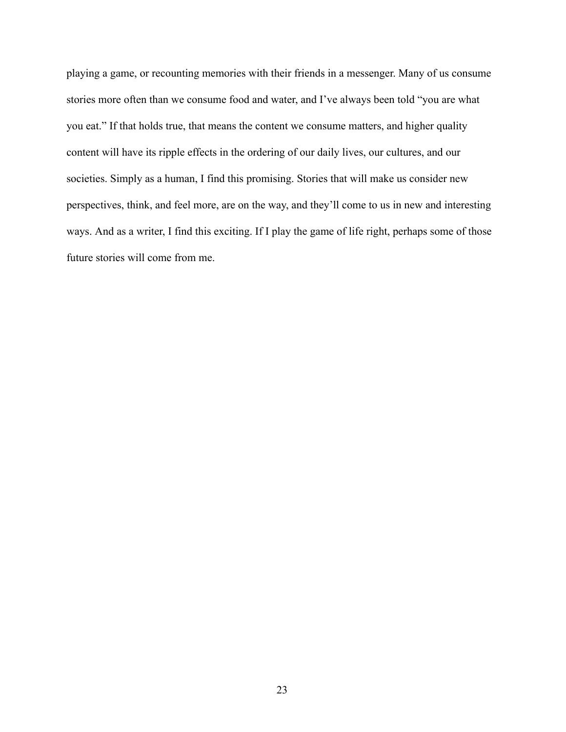playing a game, or recounting memories with their friends in a messenger. Many of us consume stories more often than we consume food and water, and I've always been told "you are what you eat." If that holds true, that means the content we consume matters, and higher quality content will have its ripple effects in the ordering of our daily lives, our cultures, and our societies. Simply as a human, I find this promising. Stories that will make us consider new perspectives, think, and feel more, are on the way, and they'll come to us in new and interesting ways. And as a writer, I find this exciting. If I play the game of life right, perhaps some of those future stories will come from me.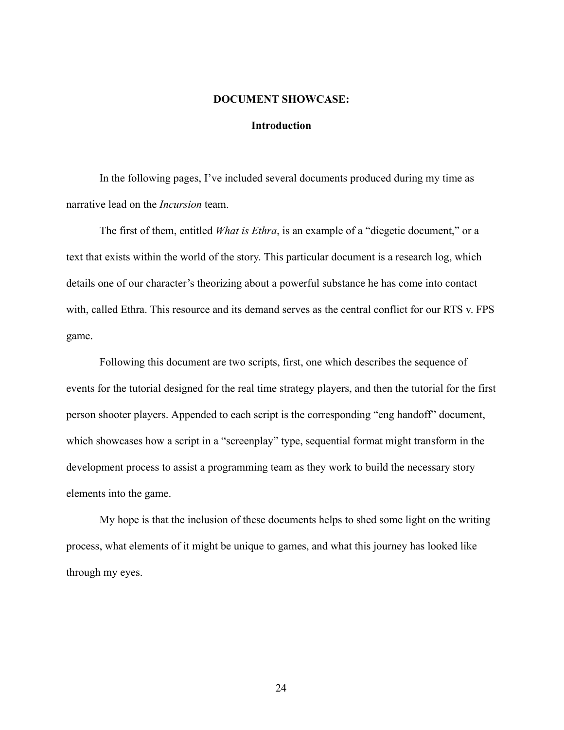# DOCUMENT SHOWCASE:

## Introduction

In the following pages, I've included several documents produced during my time as narrative lead on the *Incursion* team.

The first of them, entitled *What is Ethra*, is an example of a "diegetic document," or a text that exists within the world of the story. This particular document is a research log, which details one of our character's theorizing about a powerful substance he has come into contact with, called Ethra. This resource and its demand serves as the central conflict for our RTS v. FPS game.

Following this document are two scripts, first, one which describes the sequence of events for the tutorial designed for the real time strategy players, and then the tutorial for the first person shooter players. Appended to each script is the corresponding "eng handoff" document, which showcases how a script in a "screenplay" type, sequential format might transform in the development process to assist a programming team as they work to build the necessary story elements into the game.

My hope is that the inclusion of these documents helps to shed some light on the writing process, what elements of it might be unique to games, and what this journey has looked like through my eyes.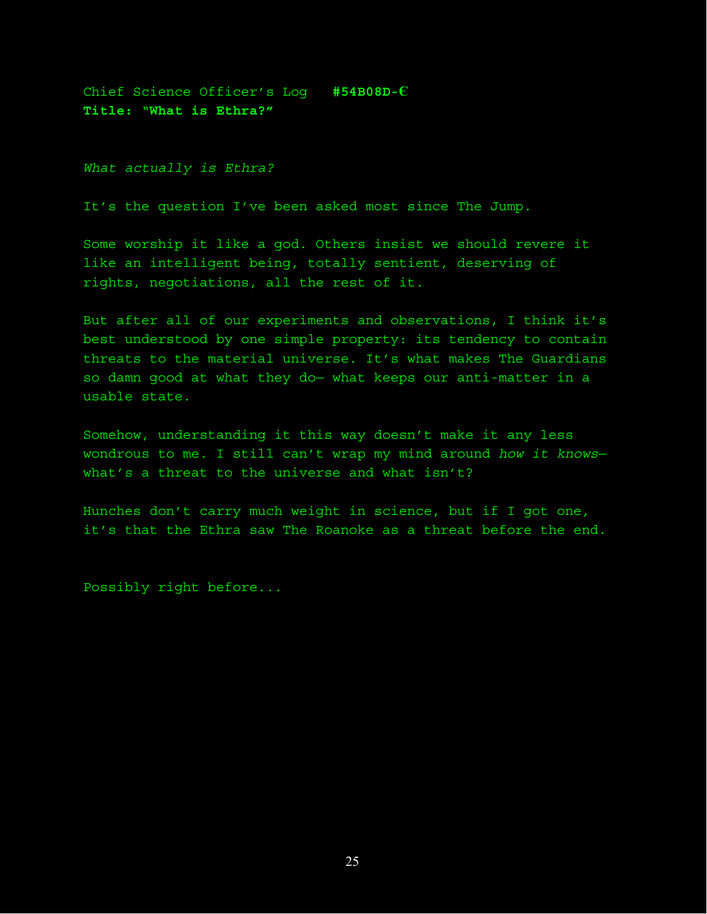Chief Science Officer's Log **#54B08D-€**
**Title: "What is Ethra?"**

*What actually is Ethra?*

It's the question I've been asked most since The Jump.

Some worship it like a god. Others insist we should revere it like an intelligent being, totally sentient, deserving of rights, negotiations, all the rest of it.

But after all of our experiments and observations, I think it's best understood by one simple property: its tendency to contain threats to the material universe. It's what makes The Guardians so damn good at what they do— what keeps our anti-matter in a usable state.

Somehow, understanding it this way doesn't make it any less wondrous to me. I still can't wrap my mind around *how it knows*— what's a threat to the universe and what isn't?

Hunches don't carry much weight in science, but if I got one, it's that the Ethra saw The Roanoke as a threat before the end.

Possibly right before...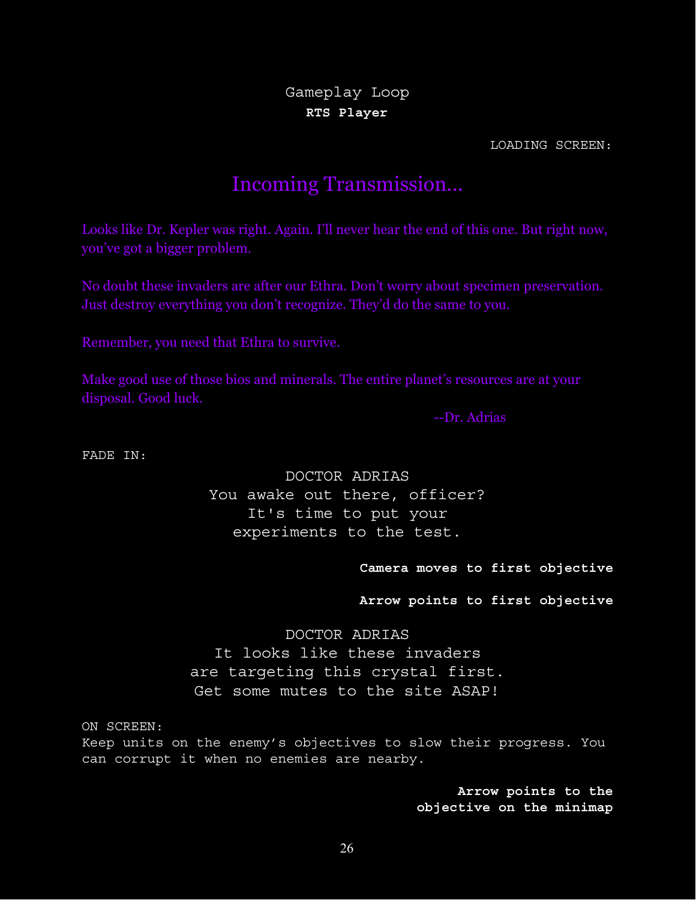Gameplay Loop

**RTS Player**

LOADING SCREEN:

## Incoming Transmission...

Looks like Dr. Kepler was right. Again. I'll never hear the end of this one. But right now, you've got a bigger problem.

No doubt these invaders are after our Ethra. Don't worry about specimen preservation. Just destroy everything you don't recognize. They'd do the same to you.

Remember, you need that Ethra to survive.

Make good use of those bios and minerals. The entire planet's resources are at your disposal. Good luck.

--Dr. Adrias

FADE IN:

DOCTOR ADRIAS
You awake out there, officer? It's time to put your experiments to the test.

**Camera moves to first objective**

**Arrow points to first objective**

DOCTOR ADRIAS
It looks like these invaders are targeting this crystal first. Get some mutes to the site ASAP!

ON SCREEN:
Keep units on the enemy's objectives to slow their progress. You can corrupt it when no enemies are nearby.

**Arrow points to the objective on the minimap**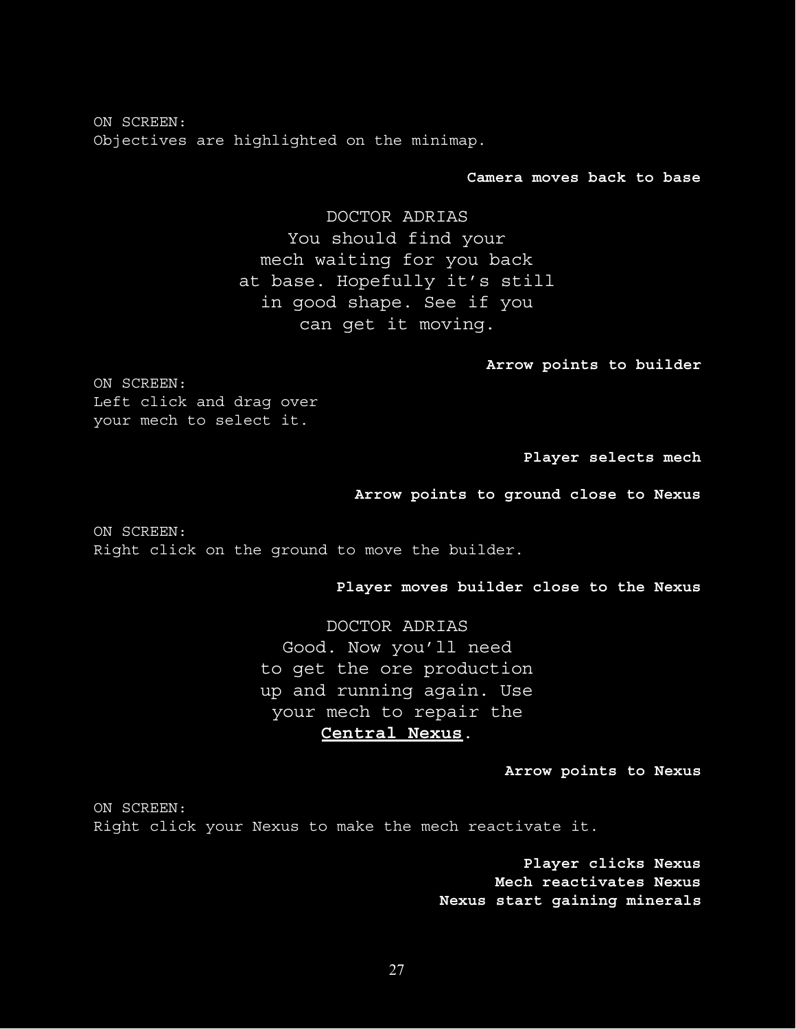ON SCREEN:
Objectives are highlighted on the minimap.

**Camera moves back to base**

DOCTOR ADRIAS
You should find your mech waiting for you back at base. Hopefully it's still in good shape. See if you can get it moving.

**Arrow points to builder**

ON SCREEN:
Left click and drag over your mech to select it.

**Player selects mech**

**Arrow points to ground close to Nexus**

ON SCREEN:
Right click on the ground to move the builder.

**Player moves builder close to the Nexus**

DOCTOR ADRIAS
Good. Now you'll need to get the ore production up and running again. Use your mech to repair the **Central Nexus**.

**Arrow points to Nexus**

ON SCREEN:
Right click your Nexus to make the mech reactivate it.

**Player clicks Nexus**
**Mech reactivates Nexus**
**Nexus start gaining minerals**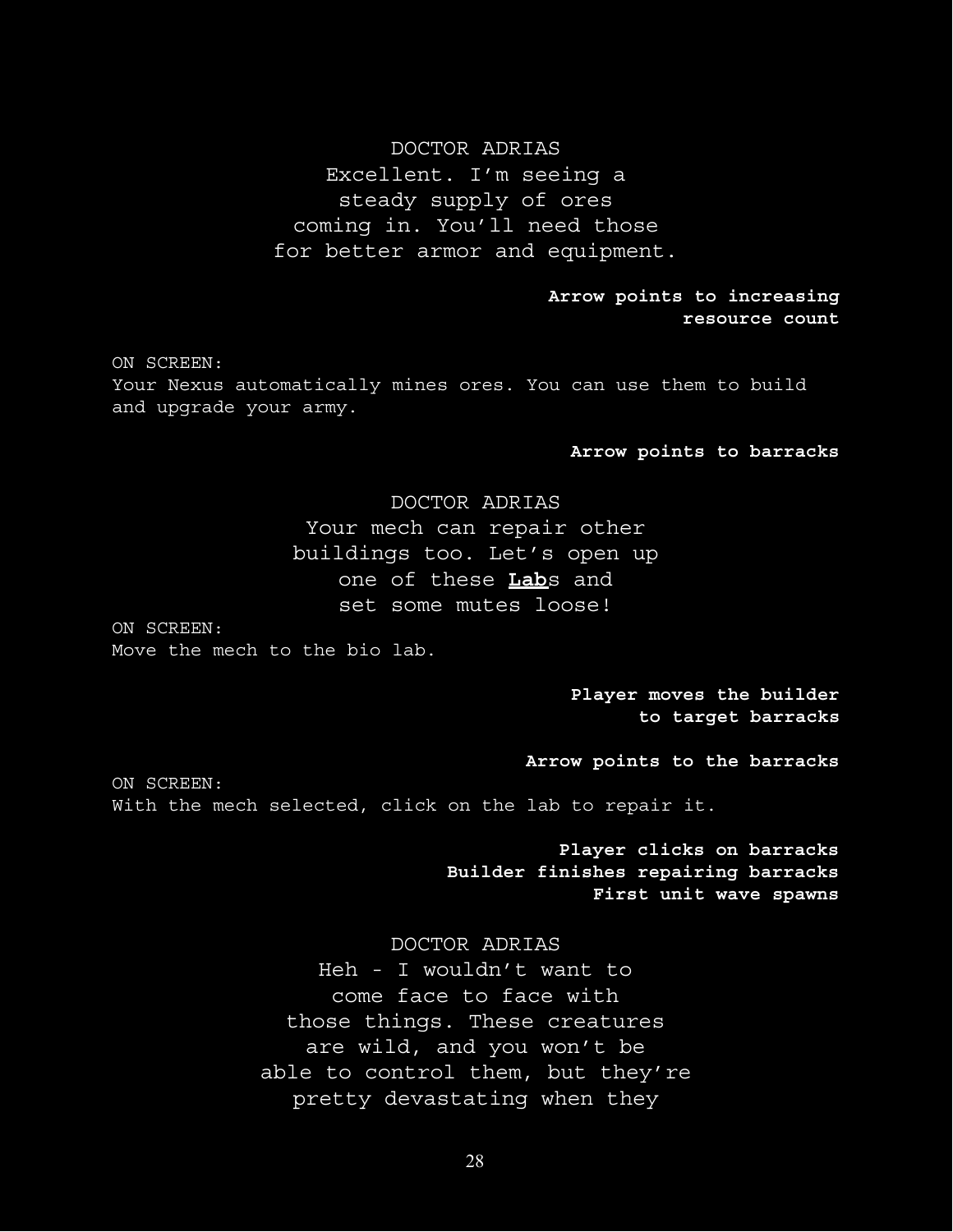DOCTOR ADRIAS

Excellent. I'm seeing a steady supply of ores coming in. You'll need those for better armor and equipment.

**Arrow points to increasing resource count**

ON SCREEN:
Your Nexus automatically mines ores. You can use them to build and upgrade your army.

**Arrow points to barracks**

DOCTOR ADRIAS

Your mech can repair other buildings too. Let's open up one of these **<u>Lab</u>**s and set some mutes loose!

ON SCREEN:
Move the mech to the bio lab.

**Player moves the builder to target barracks**

**Arrow points to the barracks**

ON SCREEN:
With the mech selected, click on the lab to repair it.

**Player clicks on barracks**
**Builder finishes repairing barracks**
**First unit wave spawns**

DOCTOR ADRIAS

Heh - I wouldn't want to come face to face with those things. These creatures are wild, and you won't be able to control them, but they're pretty devastating when they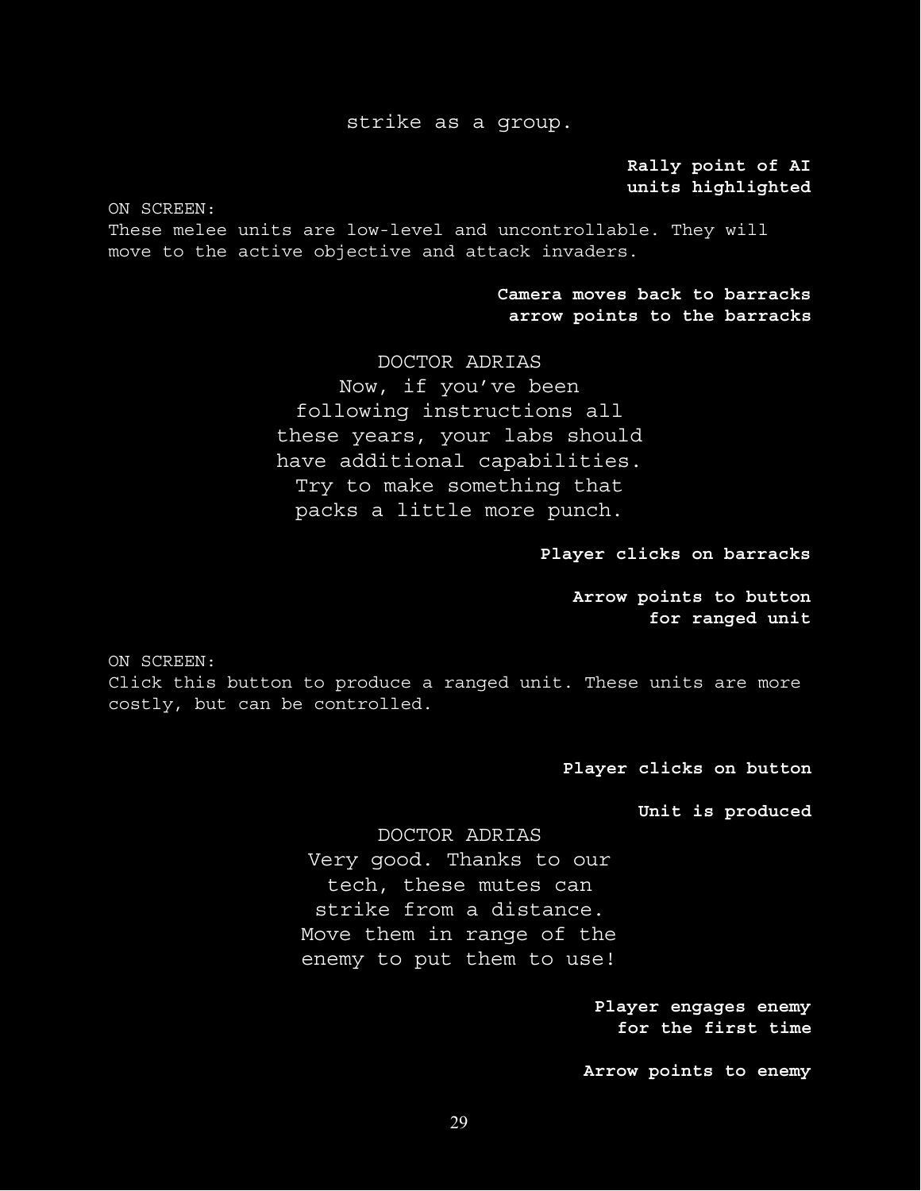strike as a group.

**Rally point of AI units highlighted**

ON SCREEN:
These melee units are low-level and uncontrollable. They will move to the active objective and attack invaders.

**Camera moves back to barracks arrow points to the barracks**

DOCTOR ADRIAS
Now, if you've been following instructions all these years, your labs should have additional capabilities. Try to make something that packs a little more punch.

**Player clicks on barracks**

**Arrow points to button for ranged unit**

ON SCREEN:
Click this button to produce a ranged unit. These units are more costly, but can be controlled.

**Player clicks on button**

**Unit is produced**

DOCTOR ADRIAS
Very good. Thanks to our tech, these mutes can strike from a distance. Move them in range of the enemy to put them to use!

**Player engages enemy for the first time**

**Arrow points to enemy**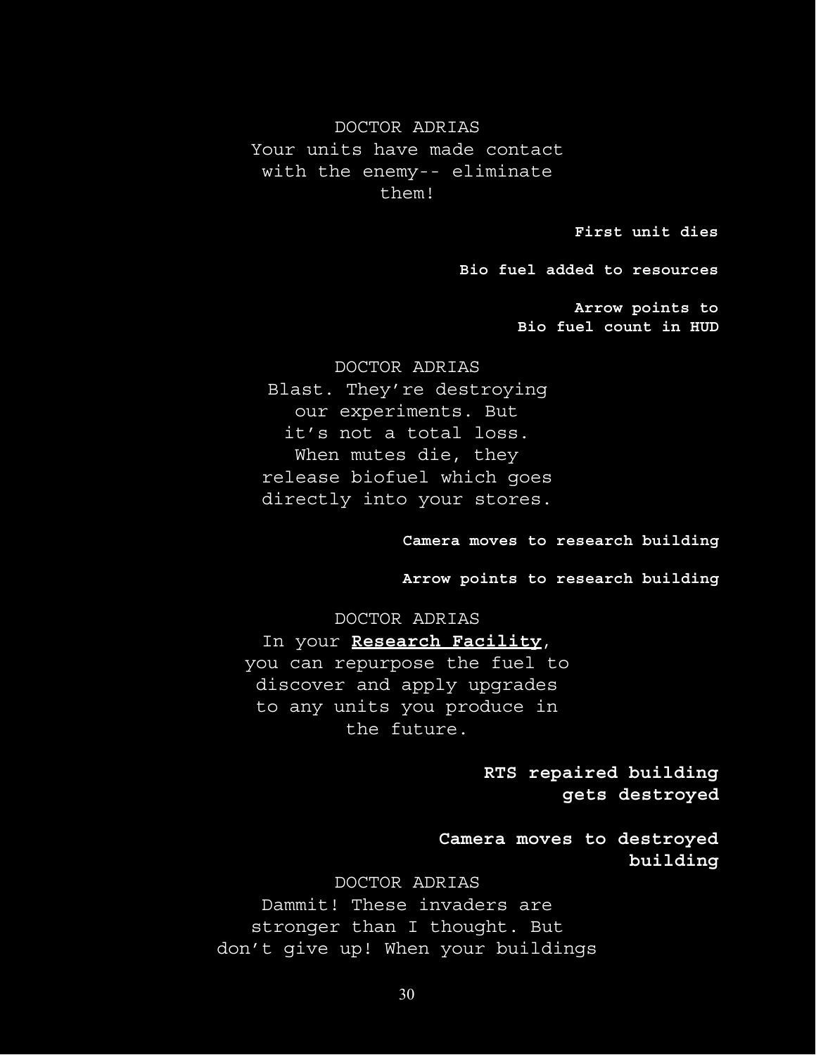DOCTOR ADRIAS

Your units have made contact with the enemy-- eliminate them!

**First unit dies**

**Bio fuel added to resources**

**Arrow points to Bio fuel count in HUD**

DOCTOR ADRIAS

Blast. They're destroying our experiments. But it's not a total loss. When mutes die, they release biofuel which goes directly into your stores.

**Camera moves to research building**

**Arrow points to research building**

DOCTOR ADRIAS

In your **Research Facility**, you can repurpose the fuel to discover and apply upgrades to any units you produce in the future.

**RTS repaired building gets destroyed**

**Camera moves to destroyed building**

DOCTOR ADRIAS

Dammit! These invaders are stronger than I thought. But don't give up! When your buildings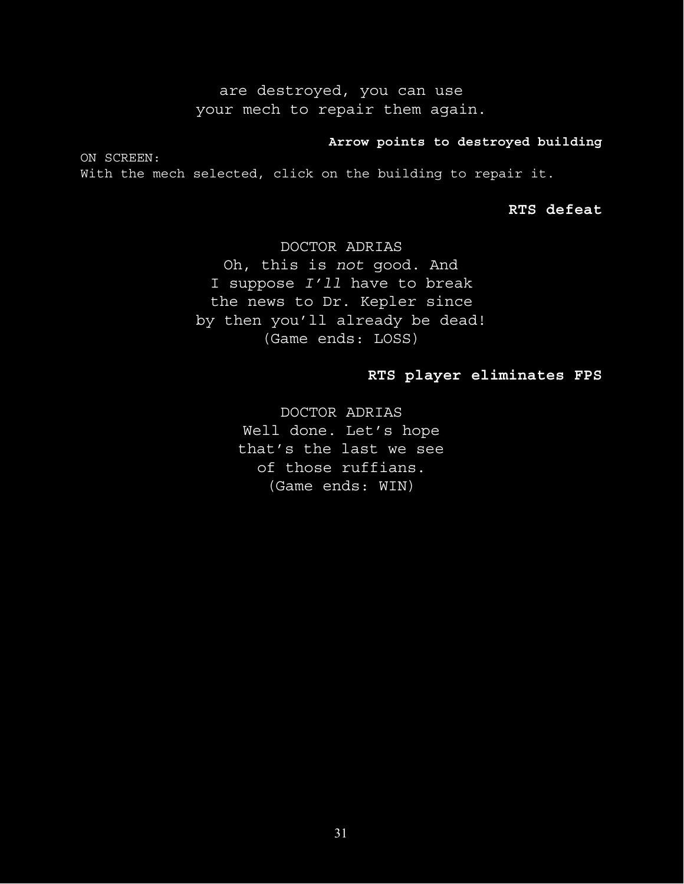are destroyed, you can use
your mech to repair them again.

**Arrow points to destroyed building**

ON SCREEN:
With the mech selected, click on the building to repair it.

**RTS defeat**

DOCTOR ADRIAS
Oh, this is *not* good. And
I suppose *I'll* have to break
the news to Dr. Kepler since
by then you'll already be dead!
(Game ends: LOSS)

**RTS player eliminates FPS**

DOCTOR ADRIAS
Well done. Let's hope
that's the last we see
of those ruffians.
(Game ends: WIN)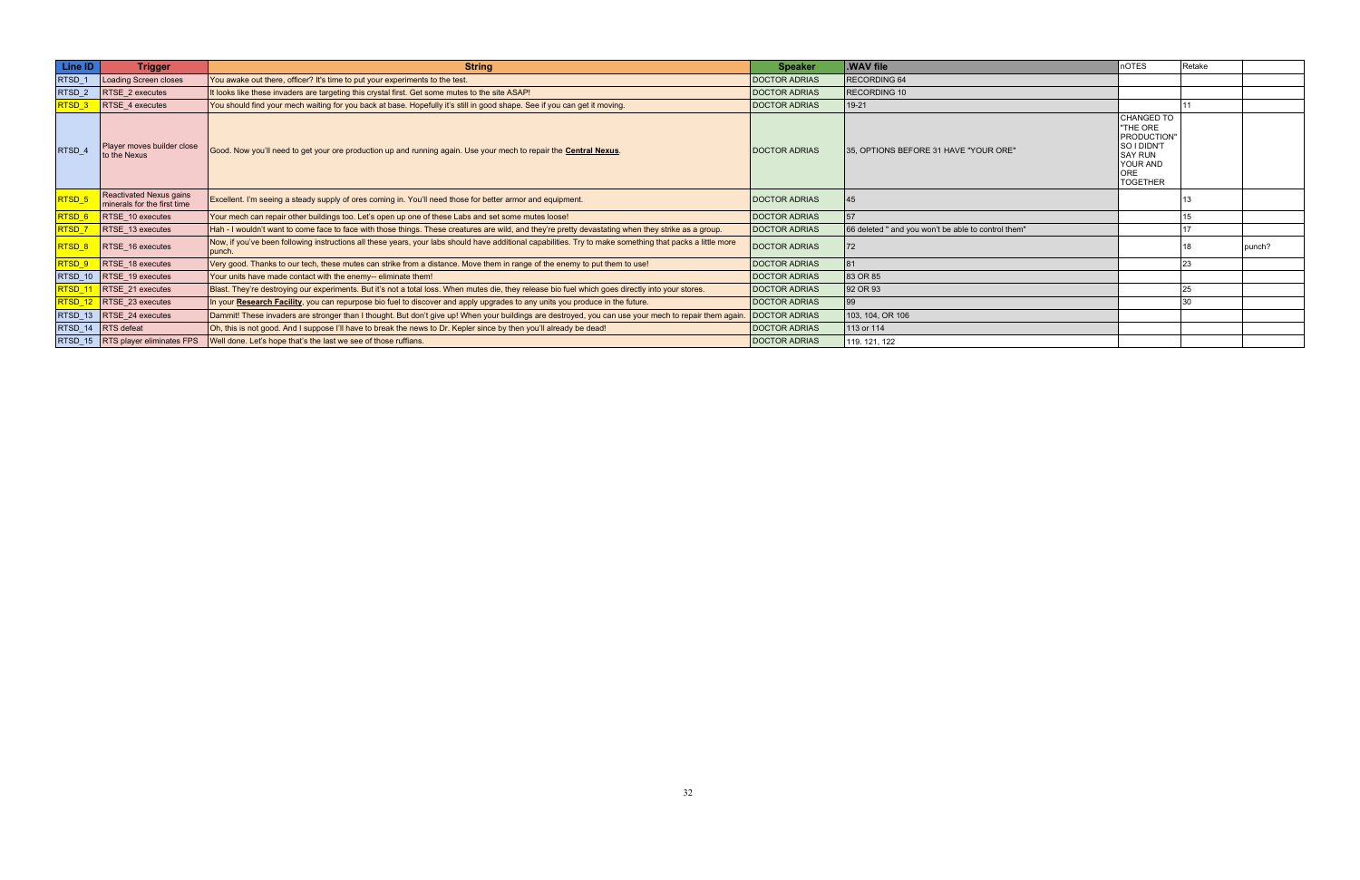| Line ID | Trigger | String | Speaker | .WAV file | nOTES | Retake | |
|---|---|---|---|---|---|---|---|
| RTSD_1 | Loading Screen closes | You awake out there, officer? It's time to put your experiments to the test. | DOCTOR ADRIAS | RECORDING 64 | | | |
| RTSD_2 | RTSE_2 executes | It looks like these invaders are targeting this crystal first. Get some mutes to the site ASAP! | DOCTOR ADRIAS | RECORDING 10 | | | |
| RTSD_3 | RTSE_4 executes | You should find your mech waiting for you back at base. Hopefully it's still in good shape. See if you can get it moving. | DOCTOR ADRIAS | 19-21 | | 11 | |
| RTSD_4 | Player moves builder close to the Nexus | Good. Now you'll need to get your ore production up and running again. Use your mech to repair the **Central Nexus**. | DOCTOR ADRIAS | 35, OPTIONS BEFORE 31 HAVE "YOUR ORE" | CHANGED TO "THE ORE PRODUCTION" SO I DIDN'T SAY RUN YOUR AND ORE TOGETHER | | |
| RTSD_5 | Reactivated Nexus gains minerals for the first time | Excellent. I'm seeing a steady supply of ores coming in. You'll need those for better armor and equipment. | DOCTOR ADRIAS | 45 | | 13 | |
| RTSD_6 | RTSE_10 executes | Your mech can repair other buildings too. Let's open up one of these Labs and set some mutes loose! | DOCTOR ADRIAS | 57 | | 15 | |
| RTSD_7 | RTSE_13 executes | Hah - I wouldn't want to come face to face with those things. These creatures are wild, and they're pretty devastating when they strike as a group. | DOCTOR ADRIAS | 66 deleted " and you won't be able to control them" | | 17 | |
| RTSD_8 | RTSE_16 executes | Now, if you've been following instructions all these years, your labs should have additional capabilities. Try to make something that packs a little more punch. | DOCTOR ADRIAS | 72 | | 18 | punch? |
| RTSD_9 | RTSE_18 executes | Very good. Thanks to our tech, these mutes can strike from a distance. Move them in range of the enemy to put them to use! | DOCTOR ADRIAS | 81 | | 23 | |
| RTSD_10 | RTSE_19 executes | Your units have made contact with the enemy-- eliminate them! | DOCTOR ADRIAS | 83 OR 85 | | | |
| RTSD_11 | RTSE_21 executes | Blast. They're destroying our experiments. But it's not a total loss. When mutes die, they release bio fuel which goes directly into your stores. | DOCTOR ADRIAS | 92 OR 93 | | 25 | |
| RTSD_12 | RTSE_23 executes | In your **Research Facility**, you can repurpose bio fuel to discover and apply upgrades to any units you produce in the future. | DOCTOR ADRIAS | 99 | | 30 | |
| RTSD_13 | RTSE_24 executes | Dammit! These invaders are stronger than I thought. But don't give up! When your buildings are destroyed, you can use your mech to repair them again. | DOCTOR ADRIAS | 103, 104, OR 106 | | | |
| RTSD_14 | RTS defeat | Oh, this is not good. And I suppose I'll have to break the news to Dr. Kepler since by then you'll already be dead! | DOCTOR ADRIAS | 113 or 114 | | | |
| RTSD_15 | RTS player eliminates FPS | Well done. Let's hope that's the last we see of those ruffians. | DOCTOR ADRIAS | 119. 121, 122 | | | |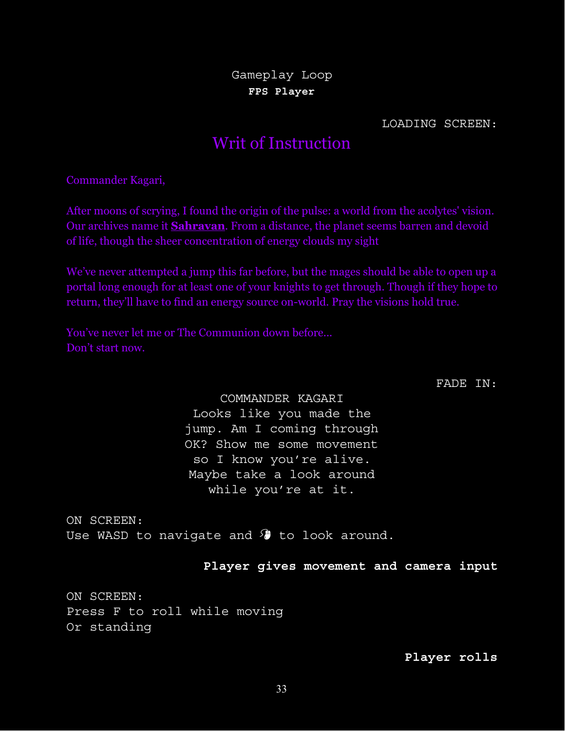Gameplay Loop

**FPS Player**

LOADING SCREEN:

# Writ of Instruction

Commander Kagari,

After moons of scrying, I found the origin of the pulse: a world from the acolytes' vision. Our archives name it **Sahravan**. From a distance, the planet seems barren and devoid of life, though the sheer concentration of energy clouds my sight

We've never attempted a jump this far before, but the mages should be able to open up a portal long enough for at least one of your knights to get through. Though if they hope to return, they'll have to find an energy source on-world. Pray the visions hold true.

You've never let me or The Communion down before...
Don't start now.

FADE IN:

COMMANDER KAGARI

Looks like you made the jump. Am I coming through OK? Show me some movement so I know you're alive. Maybe take a look around while you're at it.

ON SCREEN:
Use WASD to navigate and 🖱 to look around.

**Player gives movement and camera input**

ON SCREEN:
Press F to roll while moving
Or standing

**Player rolls**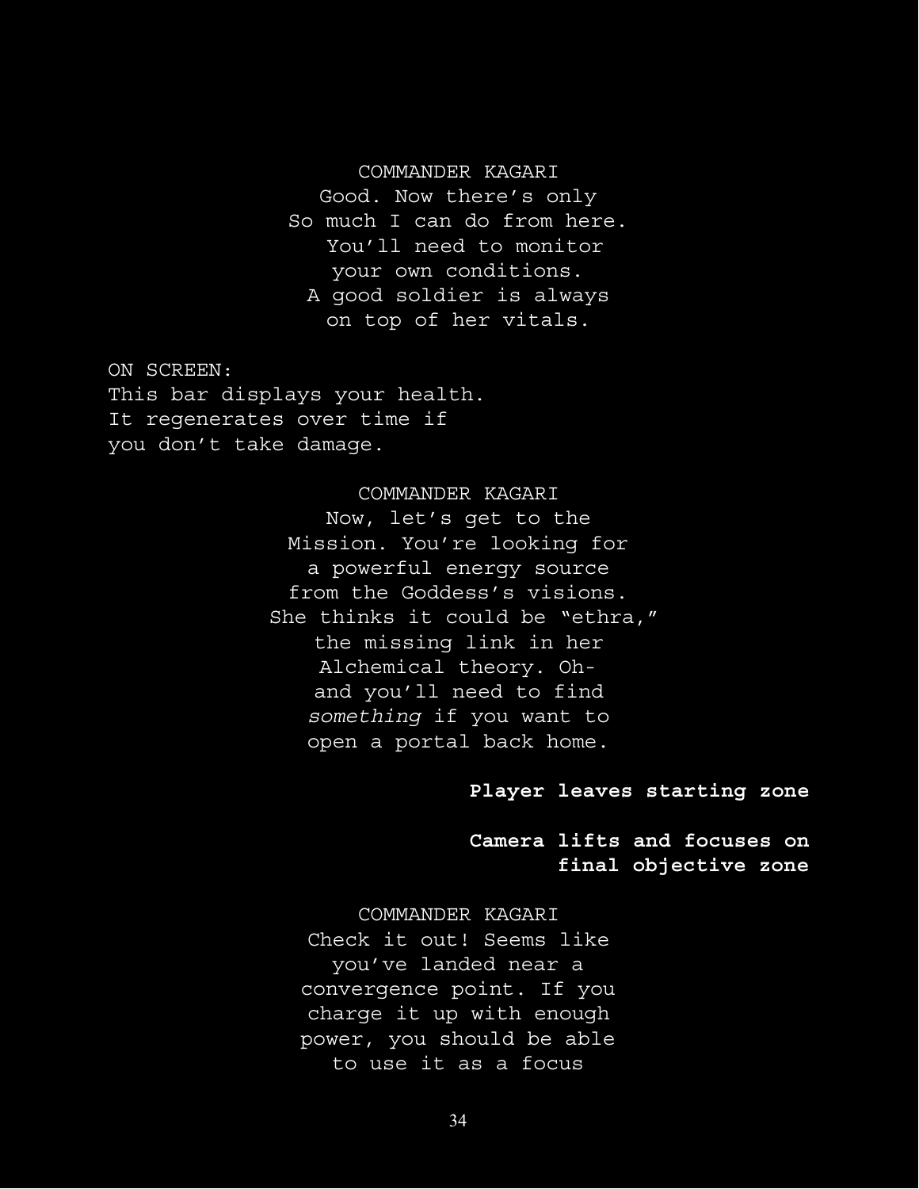COMMANDER KAGARI

Good. Now there's only So much I can do from here. You'll need to monitor your own conditions. A good soldier is always on top of her vitals.

ON SCREEN:
This bar displays your health. It regenerates over time if you don't take damage.

COMMANDER KAGARI

Now, let's get to the Mission. You're looking for a powerful energy source from the Goddess's visions. She thinks it could be "ethra," the missing link in her Alchemical theory. Oh- and you'll need to find *something* if you want to open a portal back home.

**Player leaves starting zone**

**Camera lifts and focuses on final objective zone**

COMMANDER KAGARI

Check it out! Seems like you've landed near a convergence point. If you charge it up with enough power, you should be able to use it as a focus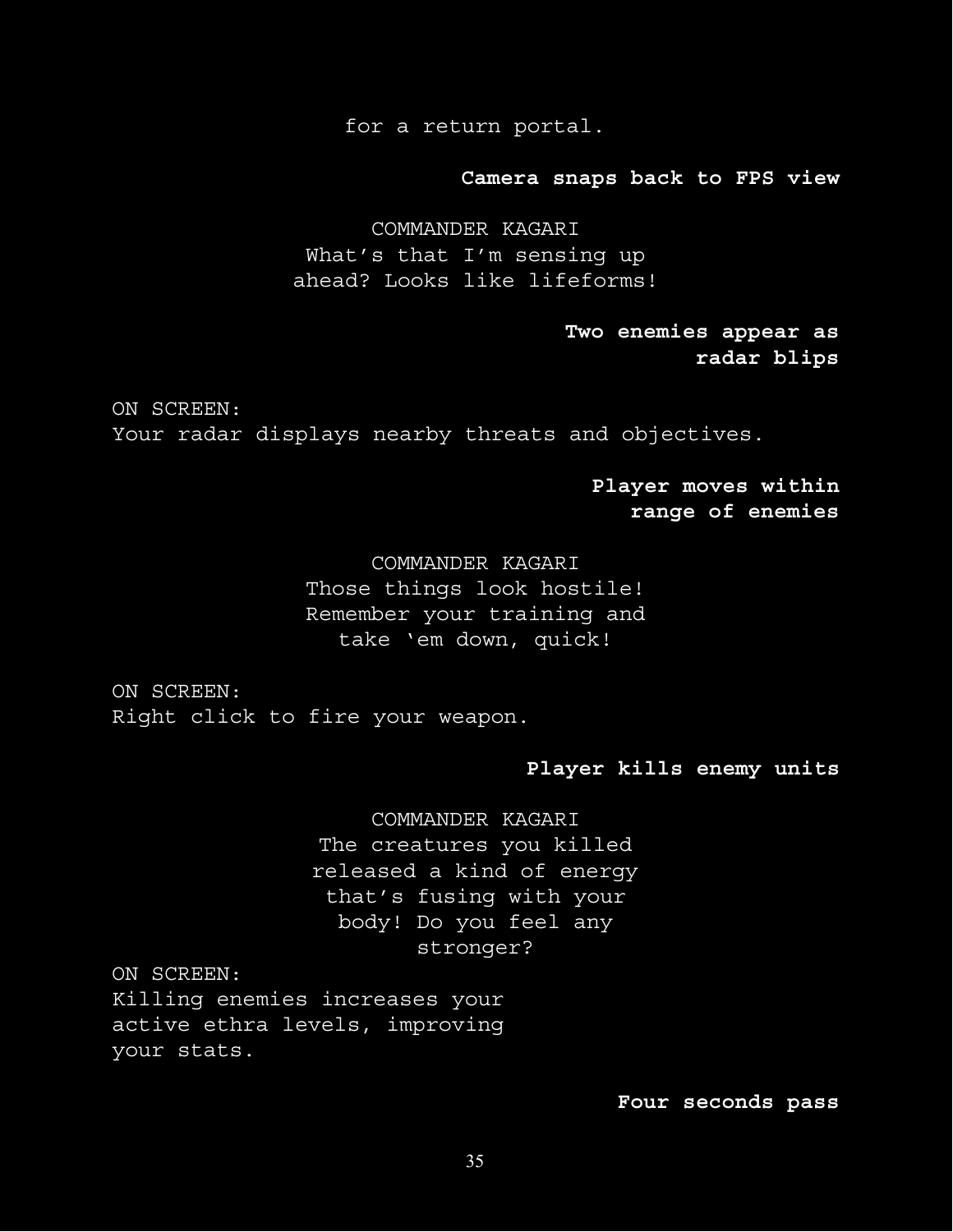for a return portal.

**Camera snaps back to FPS view**

COMMANDER KAGARI
What's that I'm sensing up ahead? Looks like lifeforms!

**Two enemies appear as radar blips**

ON SCREEN:
Your radar displays nearby threats and objectives.

**Player moves within range of enemies**

COMMANDER KAGARI
Those things look hostile! Remember your training and take 'em down, quick!

ON SCREEN:
Right click to fire your weapon.

**Player kills enemy units**

COMMANDER KAGARI
The creatures you killed released a kind of energy that's fusing with your body! Do you feel any stronger?

ON SCREEN:
Killing enemies increases your active ethra levels, improving your stats.

**Four seconds pass**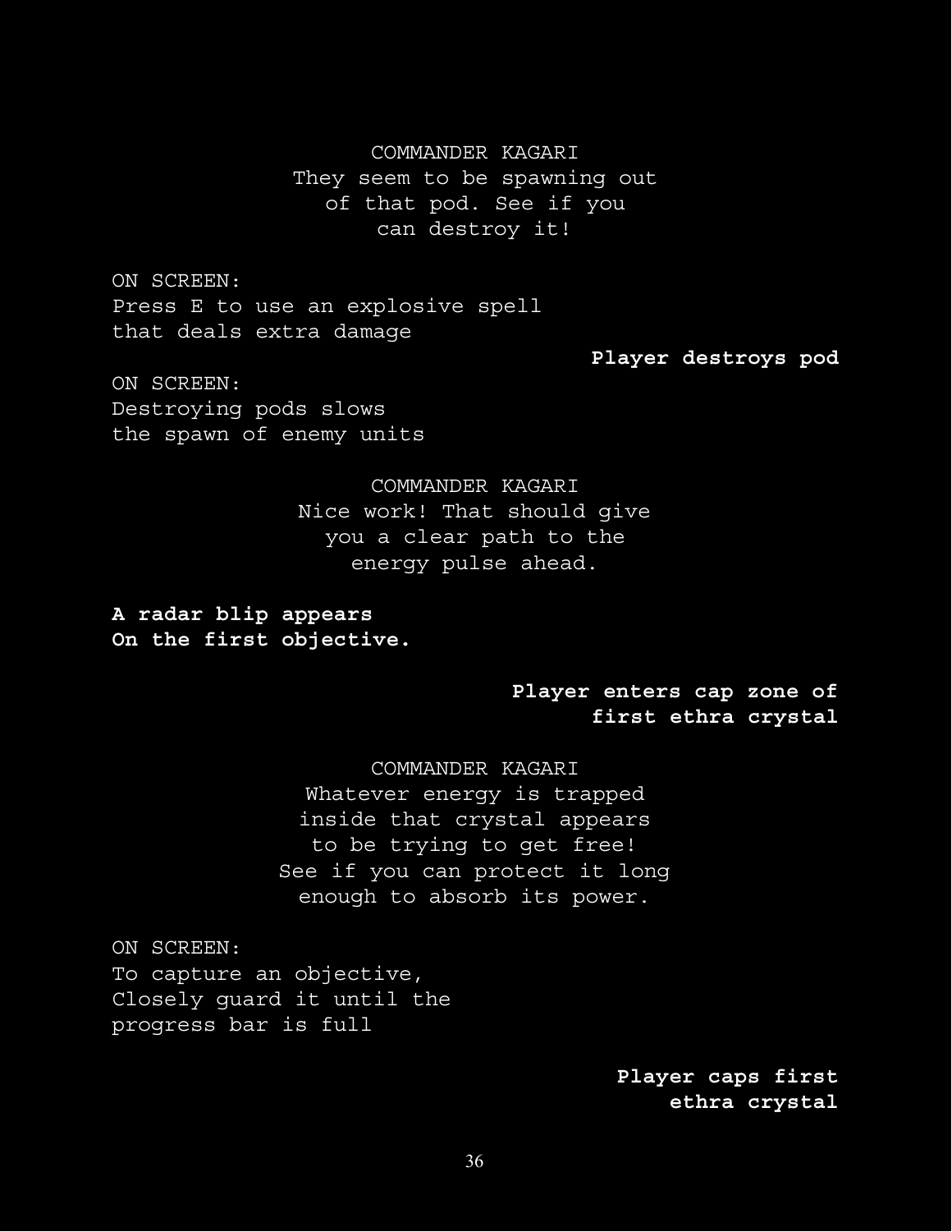COMMANDER KAGARI
They seem to be spawning out of that pod. See if you can destroy it!

ON SCREEN:
Press E to use an explosive spell that deals extra damage

**Player destroys pod**

ON SCREEN:
Destroying pods slows the spawn of enemy units

COMMANDER KAGARI
Nice work! That should give you a clear path to the energy pulse ahead.

**A radar blip appears On the first objective.**

**Player enters cap zone of first ethra crystal**

COMMANDER KAGARI
Whatever energy is trapped inside that crystal appears to be trying to get free! See if you can protect it long enough to absorb its power.

ON SCREEN:
To capture an objective, Closely guard it until the progress bar is full

**Player caps first ethra crystal**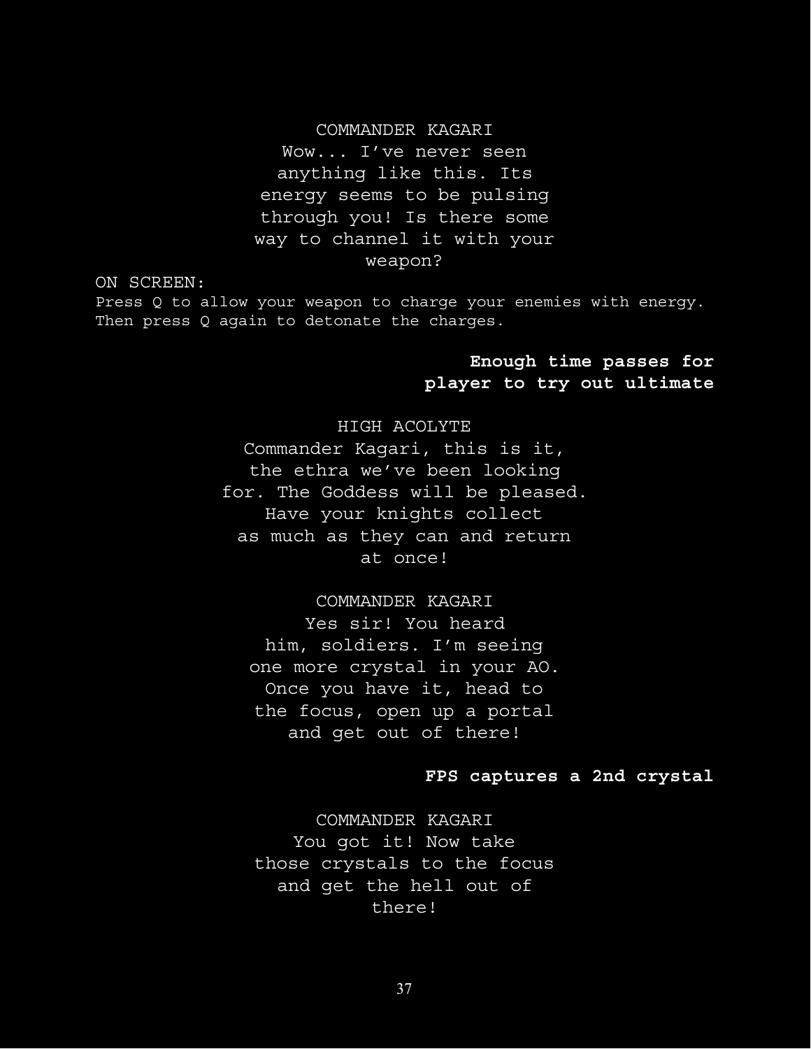COMMANDER KAGARI

Wow... I've never seen anything like this. Its energy seems to be pulsing through you! Is there some way to channel it with your weapon?

ON SCREEN:

Press Q to allow your weapon to charge your enemies with energy. Then press Q again to detonate the charges.

**Enough time passes for player to try out ultimate**

HIGH ACOLYTE

Commander Kagari, this is it, the ethra we've been looking for. The Goddess will be pleased. Have your knights collect as much as they can and return at once!

COMMANDER KAGARI

Yes sir! You heard him, soldiers. I'm seeing one more crystal in your AO. Once you have it, head to the focus, open up a portal and get out of there!

**FPS captures a 2nd crystal**

COMMANDER KAGARI

You got it! Now take those crystals to the focus and get the hell out of there!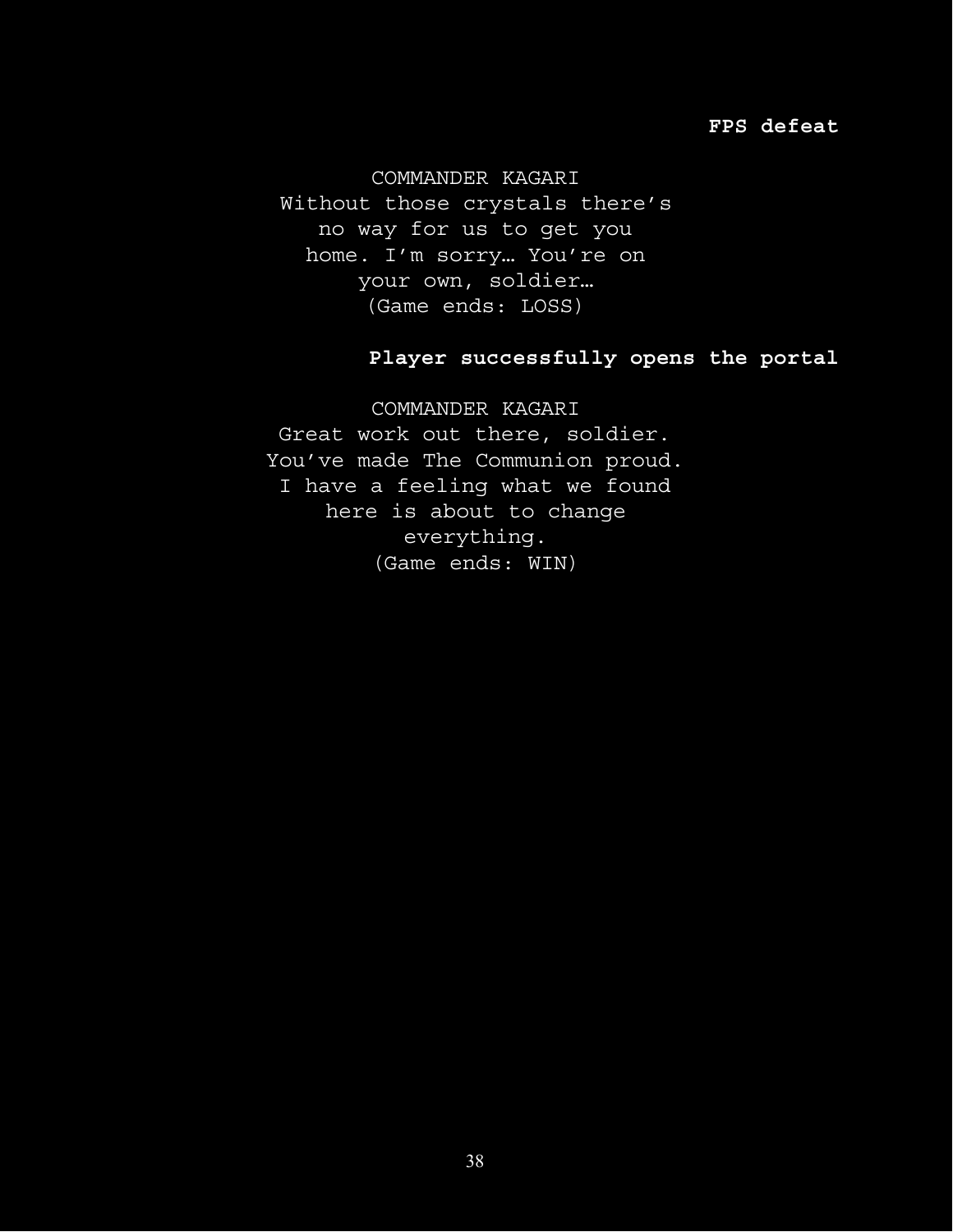**FPS defeat**

COMMANDER KAGARI
Without those crystals there's no way for us to get you home. I'm sorry… You're on your own, soldier…
(Game ends: LOSS)

**Player successfully opens the portal**

COMMANDER KAGARI
Great work out there, soldier. You've made The Communion proud. I have a feeling what we found here is about to change everything.
(Game ends: WIN)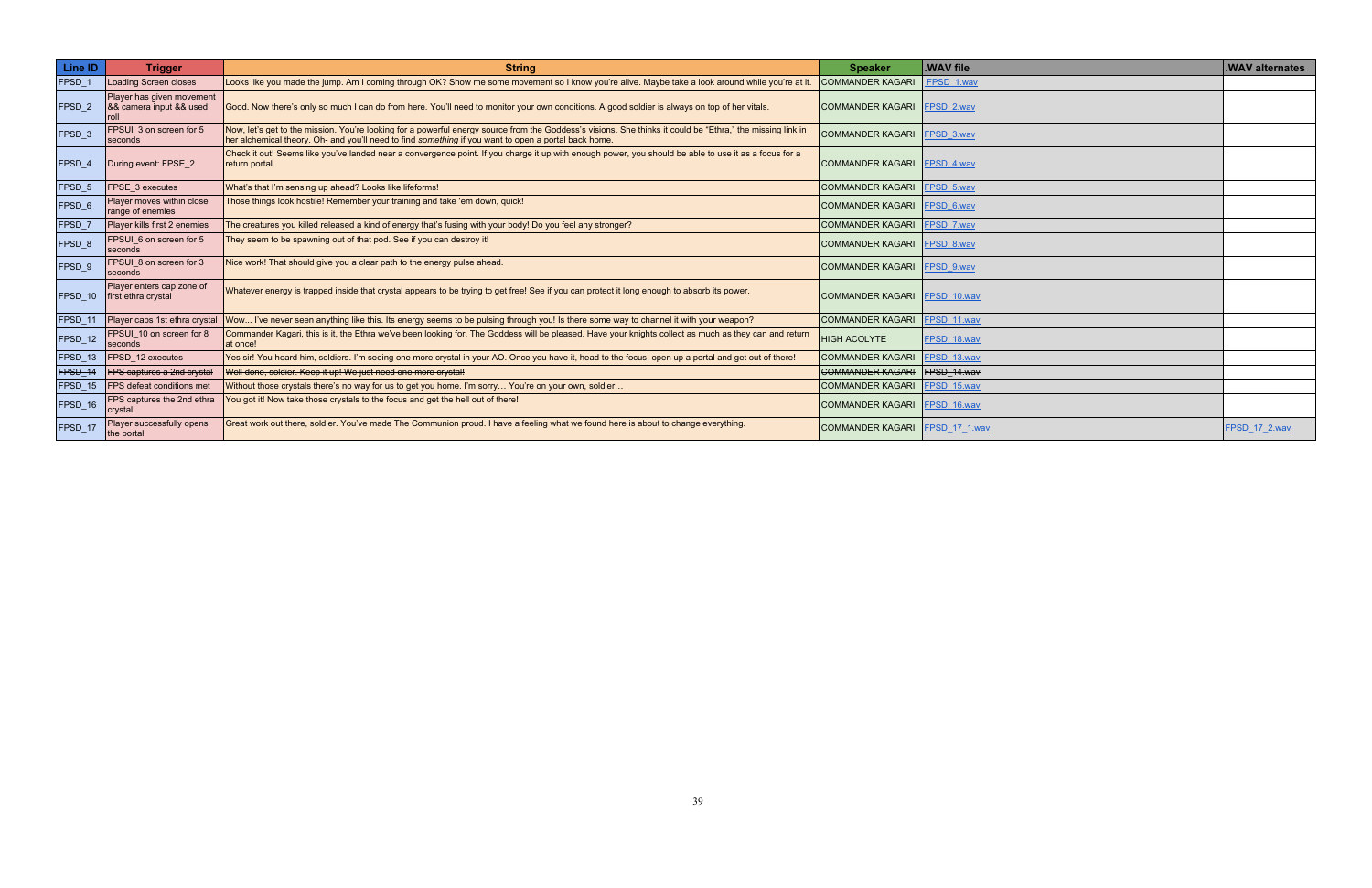| Line ID | Trigger | String | Speaker | .WAV file | .WAV alternates |
|---|---|---|---|---|---|
| FPSD_1 | Loading Screen closes | Looks like you made the jump. Am I coming through OK? Show me some movement so I know you're alive. Maybe take a look around while you're at it. | COMMANDER KAGARI | FPSD_1.wav | |
| FPSD_2 | Player has given movement && camera input && used roll | Good. Now there's only so much I can do from here. You'll need to monitor your own conditions. A good soldier is always on top of her vitals. | COMMANDER KAGARI | FPSD_2.wav | |
| FPSD_3 | FPSUI_3 on screen for 5 seconds | Now, let's get to the mission. You're looking for a powerful energy source from the Goddess's visions. She thinks it could be "Ethra," the missing link in her alchemical theory. Oh- and you'll need to find *something* if you want to open a portal back home. | COMMANDER KAGARI | FPSD_3.wav | |
| FPSD_4 | During event: FPSE_2 | Check it out! Seems like you've landed near a convergence point. If you charge it up with enough power, you should be able to use it as a focus for a return portal. | COMMANDER KAGARI | FPSD_4.wav | |
| FPSD_5 | FPSE_3 executes | What's that I'm sensing up ahead? Looks like lifeforms! | COMMANDER KAGARI | FPSD_5.wav | |
| FPSD_6 | Player moves within close range of enemies | Those things look hostile! Remember your training and take 'em down, quick! | COMMANDER KAGARI | FPSD_6.wav | |
| FPSD_7 | Player kills first 2 enemies | The creatures you killed released a kind of energy that's fusing with your body! Do you feel any stronger? | COMMANDER KAGARI | FPSD_7.wav | |
| FPSD_8 | FPSUI_6 on screen for 5 seconds | They seem to be spawning out of that pod. See if you can destroy it! | COMMANDER KAGARI | FPSD_8.wav | |
| FPSD_9 | FPSUI_8 on screen for 3 seconds | Nice work! That should give you a clear path to the energy pulse ahead. | COMMANDER KAGARI | FPSD_9.wav | |
| FPSD_10 | Player enters cap zone of first ethra crystal | Whatever energy is trapped inside that crystal appears to be trying to get free! See if you can protect it long enough to absorb its power. | COMMANDER KAGARI | FPSD_10.wav | |
| FPSD_11 | Player caps 1st ethra crystal | Wow... I've never seen anything like this. Its energy seems to be pulsing through you! Is there some way to channel it with your weapon? | COMMANDER KAGARI | FPSD_11.wav | |
| FPSD_12 | FPSUI_10 on screen for 8 seconds | Commander Kagari, this is it, the Ethra we've been looking for. The Goddess will be pleased. Have your knights collect as much as they can and return at once! | HIGH ACOLYTE | FPSD_18.wav | |
| FPSD_13 | FPSD_12 executes | Yes sir! You heard him, soldiers. I'm seeing one more crystal in your AO. Once you have it, head to the focus, open up a portal and get out of there! | COMMANDER KAGARI | FPSD_13.wav | |
| ~~FPSD_14~~ | ~~FPS captures a 2nd crystal~~ | ~~Well done, soldier. Keep it up! We just need one more crystal!~~ | ~~COMMANDER KAGARI~~ | ~~FPSD_14.wav~~ | |
| FPSD_15 | FPS defeat conditions met | Without those crystals there's no way for us to get you home. I'm sorry… You're on your own, soldier… | COMMANDER KAGARI | FPSD_15.wav | |
| FPSD_16 | FPS captures the 2nd ethra crystal | You got it! Now take those crystals to the focus and get the hell out of there! | COMMANDER KAGARI | FPSD_16.wav | |
| FPSD_17 | Player successfully opens the portal | Great work out there, soldier. You've made The Communion proud. I have a feeling what we found here is about to change everything. | COMMANDER KAGARI | FPSD_17_1.wav | FPSD_17_2.wav |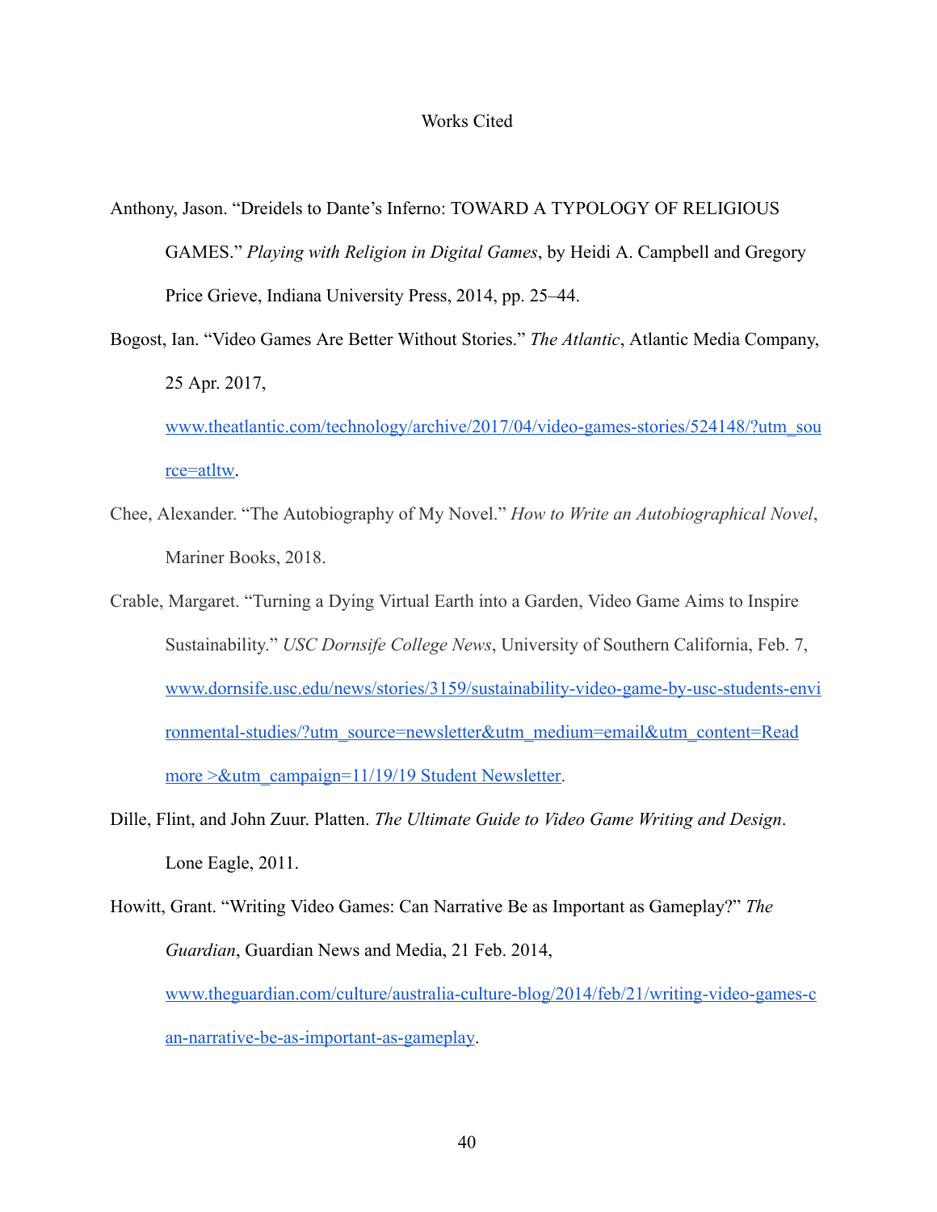# Works Cited

Anthony, Jason. "Dreidels to Dante's Inferno: TOWARD A TYPOLOGY OF RELIGIOUS GAMES." *Playing with Religion in Digital Games*, by Heidi A. Campbell and Gregory Price Grieve, Indiana University Press, 2014, pp. 25–44.

Bogost, Ian. "Video Games Are Better Without Stories." *The Atlantic*, Atlantic Media Company, 25 Apr. 2017, www.theatlantic.com/technology/archive/2017/04/video-games-stories/524148/?utm_source=atltw.

Chee, Alexander. "The Autobiography of My Novel." *How to Write an Autobiographical Novel*, Mariner Books, 2018.

Crable, Margaret. "Turning a Dying Virtual Earth into a Garden, Video Game Aims to Inspire Sustainability." *USC Dornsife College News*, University of Southern California, Feb. 7, www.dornsife.usc.edu/news/stories/3159/sustainability-video-game-by-usc-students-environmental-studies/?utm_source=newsletter&utm_medium=email&utm_content=Read more >&utm_campaign=11/19/19 Student Newsletter.

Dille, Flint, and John Zuur. Platten. *The Ultimate Guide to Video Game Writing and Design*. Lone Eagle, 2011.

Howitt, Grant. "Writing Video Games: Can Narrative Be as Important as Gameplay?" *The Guardian*, Guardian News and Media, 21 Feb. 2014, www.theguardian.com/culture/australia-culture-blog/2014/feb/21/writing-video-games-can-narrative-be-as-important-as-gameplay.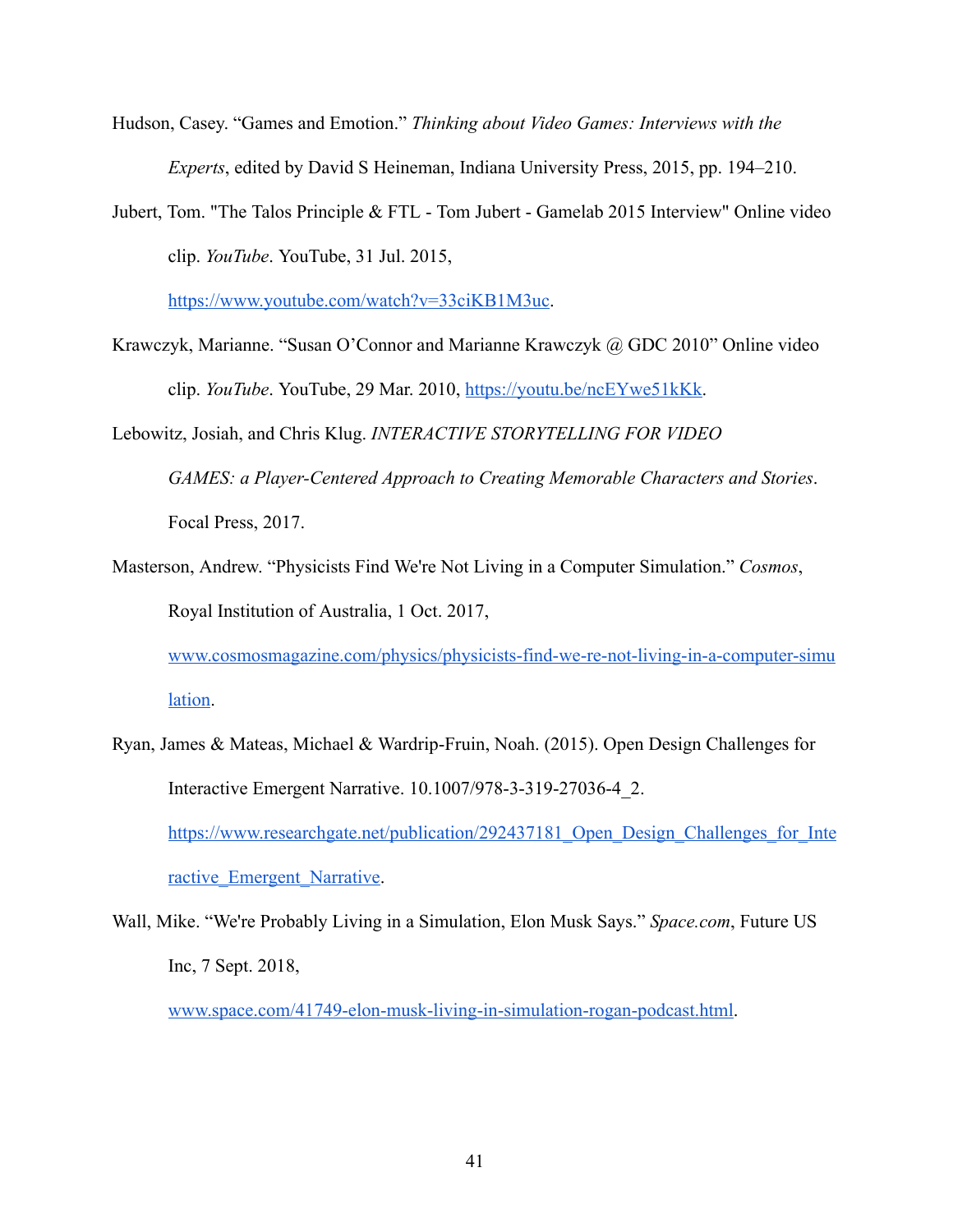Hudson, Casey. “Games and Emotion.” *Thinking about Video Games: Interviews with the Experts*, edited by David S Heineman, Indiana University Press, 2015, pp. 194–210.

Jubert, Tom. "The Talos Principle & FTL - Tom Jubert - Gamelab 2015 Interview" Online video clip. *YouTube*. YouTube, 31 Jul. 2015, https://www.youtube.com/watch?v=33ciKB1M3uc.

Krawczyk, Marianne. “Susan O’Connor and Marianne Krawczyk @ GDC 2010” Online video clip. *YouTube*. YouTube, 29 Mar. 2010, https://youtu.be/ncEYwe51kKk.

Lebowitz, Josiah, and Chris Klug. *INTERACTIVE STORYTELLING FOR VIDEO GAMES: a Player-Centered Approach to Creating Memorable Characters and Stories*. Focal Press, 2017.

Masterson, Andrew. “Physicists Find We're Not Living in a Computer Simulation.” *Cosmos*, Royal Institution of Australia, 1 Oct. 2017, www.cosmosmagazine.com/physics/physicists-find-we-re-not-living-in-a-computer-simulation.

Ryan, James & Mateas, Michael & Wardrip-Fruin, Noah. (2015). Open Design Challenges for Interactive Emergent Narrative. 10.1007/978-3-319-27036-4_2. https://www.researchgate.net/publication/292437181_Open_Design_Challenges_for_Interactive_Emergent_Narrative.

Wall, Mike. “We're Probably Living in a Simulation, Elon Musk Says.” *Space.com*, Future US Inc, 7 Sept. 2018, www.space.com/41749-elon-musk-living-in-simulation-rogan-podcast.html.